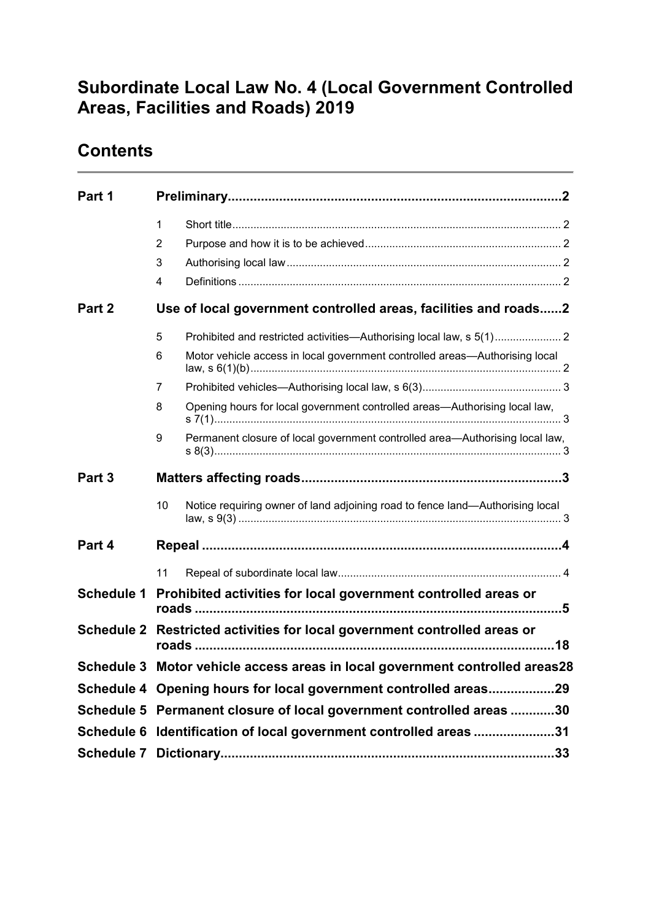# Subordinate Local Law No. 4 (Local Government Controlled Areas, Facilities and Roads) 2019

## Contents

| | | | |
|---|---|---|---|
| **Part 1** | **Preliminary** | | **2** |
| | 1 | Short title | 2 |
| | 2 | Purpose and how it is to be achieved | 2 |
| | 3 | Authorising local law | 2 |
| | 4 | Definitions | 2 |
| **Part 2** | **Use of local government controlled areas, facilities and roads** | | **2** |
| | 5 | Prohibited and restricted activities—Authorising local law, s 5(1) | 2 |
| | 6 | Motor vehicle access in local government controlled areas—Authorising local law, s 6(1)(b) | 2 |
| | 7 | Prohibited vehicles—Authorising local law, s 6(3) | 3 |
| | 8 | Opening hours for local government controlled areas—Authorising local law, s 7(1) | 3 |
| | 9 | Permanent closure of local government controlled area—Authorising local law, s 8(3) | 3 |
| **Part 3** | **Matters affecting roads** | | **3** |
| | 10 | Notice requiring owner of land adjoining road to fence land—Authorising local law, s 9(3) | 3 |
| **Part 4** | **Repeal** | | **4** |
| | 11 | Repeal of subordinate local law | 4 |
| **Schedule 1** | **Prohibited activities for local government controlled areas or roads** | | **5** |
| **Schedule 2** | **Restricted activities for local government controlled areas or roads** | | **18** |
| **Schedule 3** | **Motor vehicle access areas in local government controlled areas** | | **28** |
| **Schedule 4** | **Opening hours for local government controlled areas** | | **29** |
| **Schedule 5** | **Permanent closure of local government controlled areas** | | **30** |
| **Schedule 6** | **Identification of local government controlled areas** | | **31** |
| **Schedule 7** | **Dictionary** | | **33** |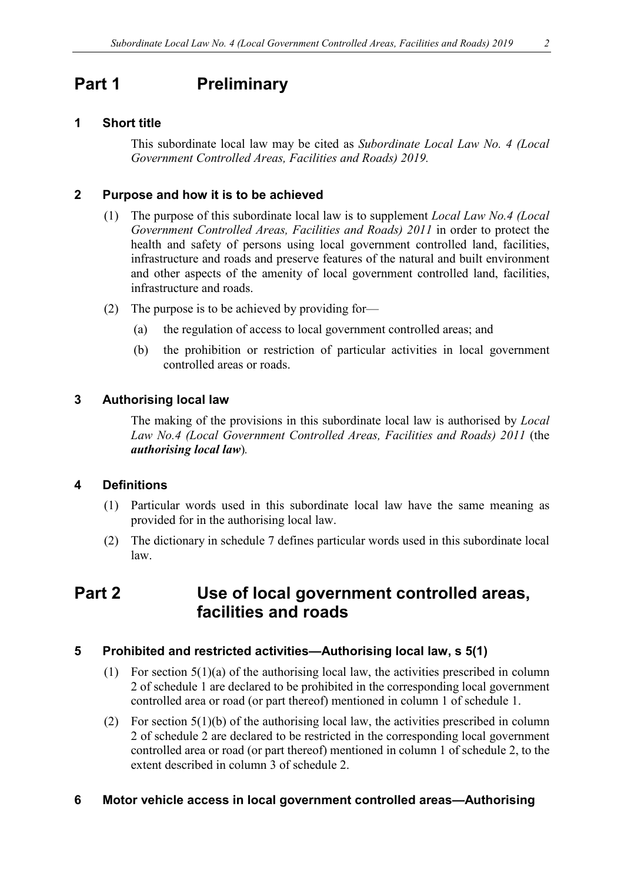# Part 1 Preliminary

### 1 Short title

This subordinate local law may be cited as *Subordinate Local Law No. 4 (Local Government Controlled Areas, Facilities and Roads) 2019.*

### 2 Purpose and how it is to be achieved

(1) The purpose of this subordinate local law is to supplement *Local Law No.4 (Local Government Controlled Areas, Facilities and Roads) 2011* in order to protect the health and safety of persons using local government controlled land, facilities, infrastructure and roads and preserve features of the natural and built environment and other aspects of the amenity of local government controlled land, facilities, infrastructure and roads.

(2) The purpose is to be achieved by providing for—

(a) the regulation of access to local government controlled areas; and

(b) the prohibition or restriction of particular activities in local government controlled areas or roads.

### 3 Authorising local law

The making of the provisions in this subordinate local law is authorised by *Local Law No.4 (Local Government Controlled Areas, Facilities and Roads) 2011* (the ***authorising local law***).

### 4 Definitions

(1) Particular words used in this subordinate local law have the same meaning as provided for in the authorising local law.

(2) The dictionary in schedule 7 defines particular words used in this subordinate local law.

# Part 2 Use of local government controlled areas, facilities and roads

### 5 Prohibited and restricted activities—Authorising local law, s 5(1)

(1) For section 5(1)(a) of the authorising local law, the activities prescribed in column 2 of schedule 1 are declared to be prohibited in the corresponding local government controlled area or road (or part thereof) mentioned in column 1 of schedule 1.

(2) For section 5(1)(b) of the authorising local law, the activities prescribed in column 2 of schedule 2 are declared to be restricted in the corresponding local government controlled area or road (or part thereof) mentioned in column 1 of schedule 2, to the extent described in column 3 of schedule 2.

### 6 Motor vehicle access in local government controlled areas—Authorising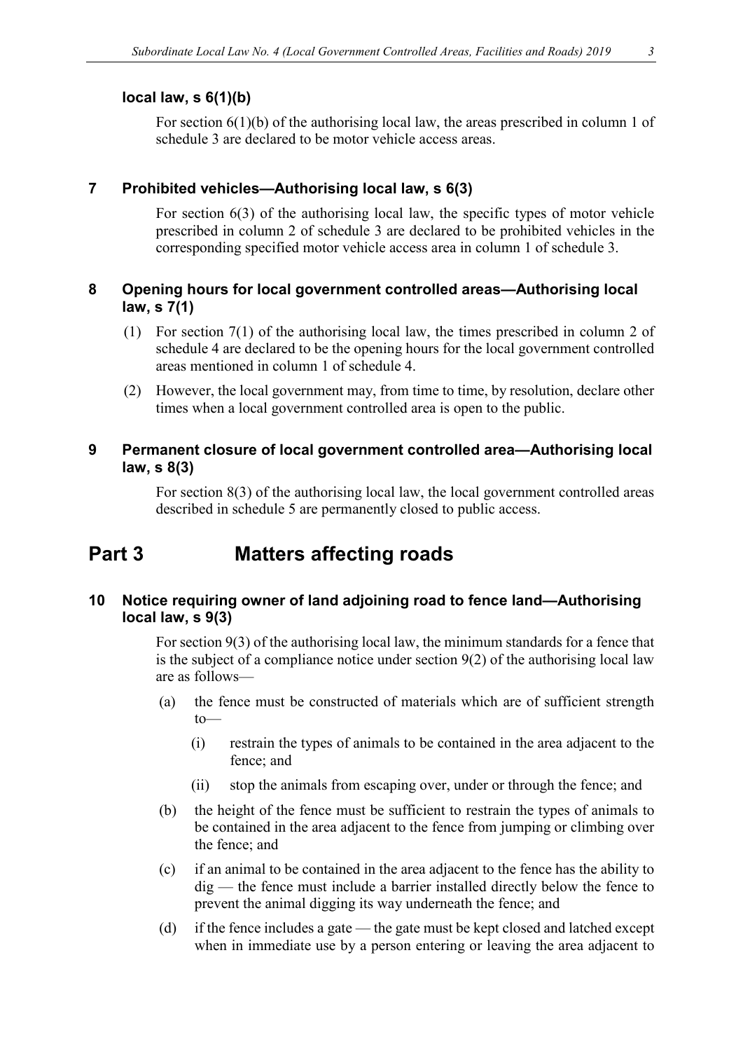**local law, s 6(1)(b)**

For section 6(1)(b) of the authorising local law, the areas prescribed in column 1 of schedule 3 are declared to be motor vehicle access areas.

### 7 Prohibited vehicles—Authorising local law, s 6(3)

For section 6(3) of the authorising local law, the specific types of motor vehicle prescribed in column 2 of schedule 3 are declared to be prohibited vehicles in the corresponding specified motor vehicle access area in column 1 of schedule 3.

### 8 Opening hours for local government controlled areas—Authorising local law, s 7(1)

(1) For section 7(1) of the authorising local law, the times prescribed in column 2 of schedule 4 are declared to be the opening hours for the local government controlled areas mentioned in column 1 of schedule 4.

(2) However, the local government may, from time to time, by resolution, declare other times when a local government controlled area is open to the public.

### 9 Permanent closure of local government controlled area—Authorising local law, s 8(3)

For section 8(3) of the authorising local law, the local government controlled areas described in schedule 5 are permanently closed to public access.

## Part 3 Matters affecting roads

### 10 Notice requiring owner of land adjoining road to fence land—Authorising local law, s 9(3)

For section 9(3) of the authorising local law, the minimum standards for a fence that is the subject of a compliance notice under section 9(2) of the authorising local law are as follows—

(a) the fence must be constructed of materials which are of sufficient strength to—

(i) restrain the types of animals to be contained in the area adjacent to the fence; and

(ii) stop the animals from escaping over, under or through the fence; and

(b) the height of the fence must be sufficient to restrain the types of animals to be contained in the area adjacent to the fence from jumping or climbing over the fence; and

(c) if an animal to be contained in the area adjacent to the fence has the ability to dig — the fence must include a barrier installed directly below the fence to prevent the animal digging its way underneath the fence; and

(d) if the fence includes a gate — the gate must be kept closed and latched except when in immediate use by a person entering or leaving the area adjacent to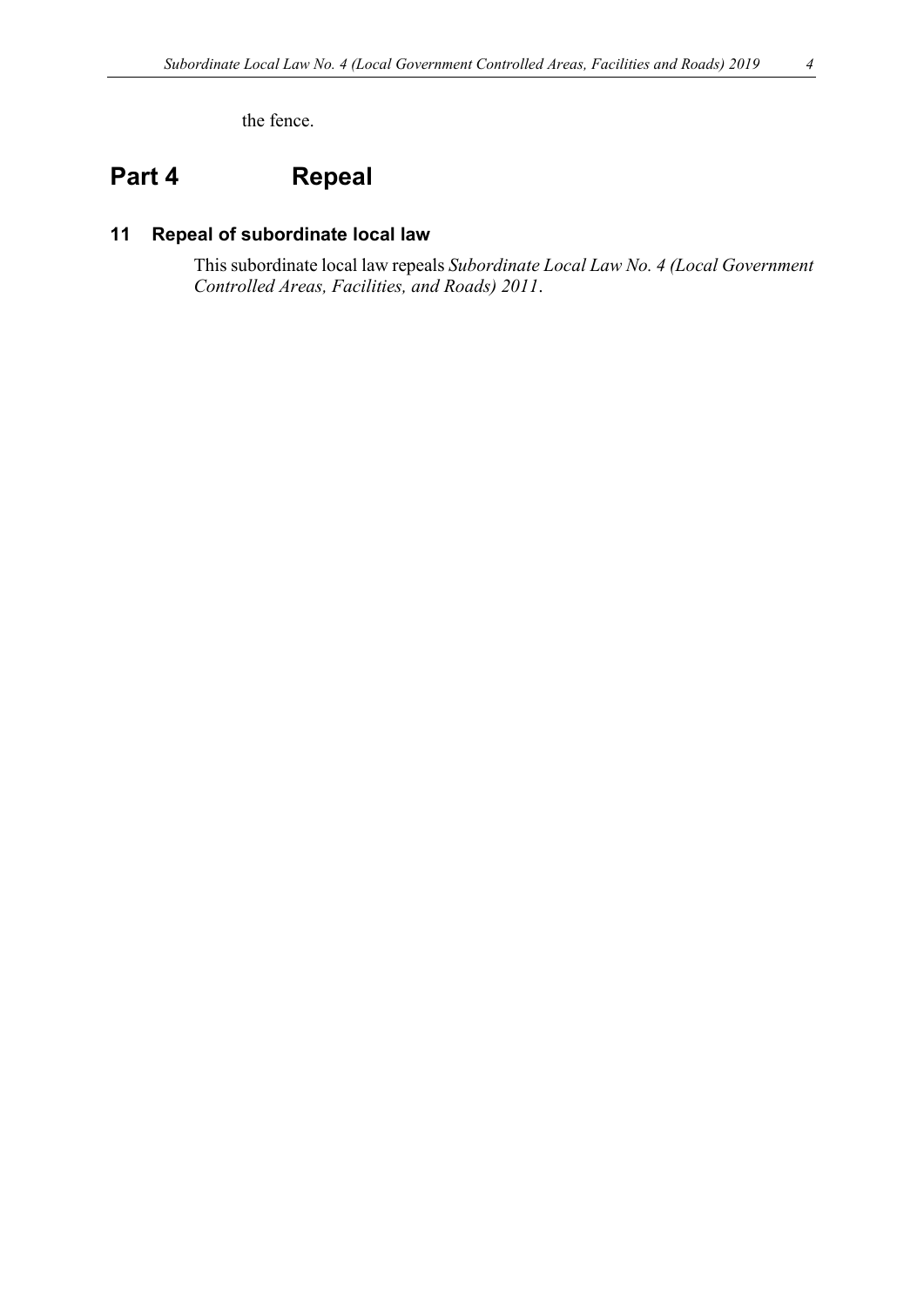the fence.

# Part 4 Repeal

## 11 Repeal of subordinate local law

This subordinate local law repeals *Subordinate Local Law No. 4 (Local Government Controlled Areas, Facilities, and Roads) 2011*.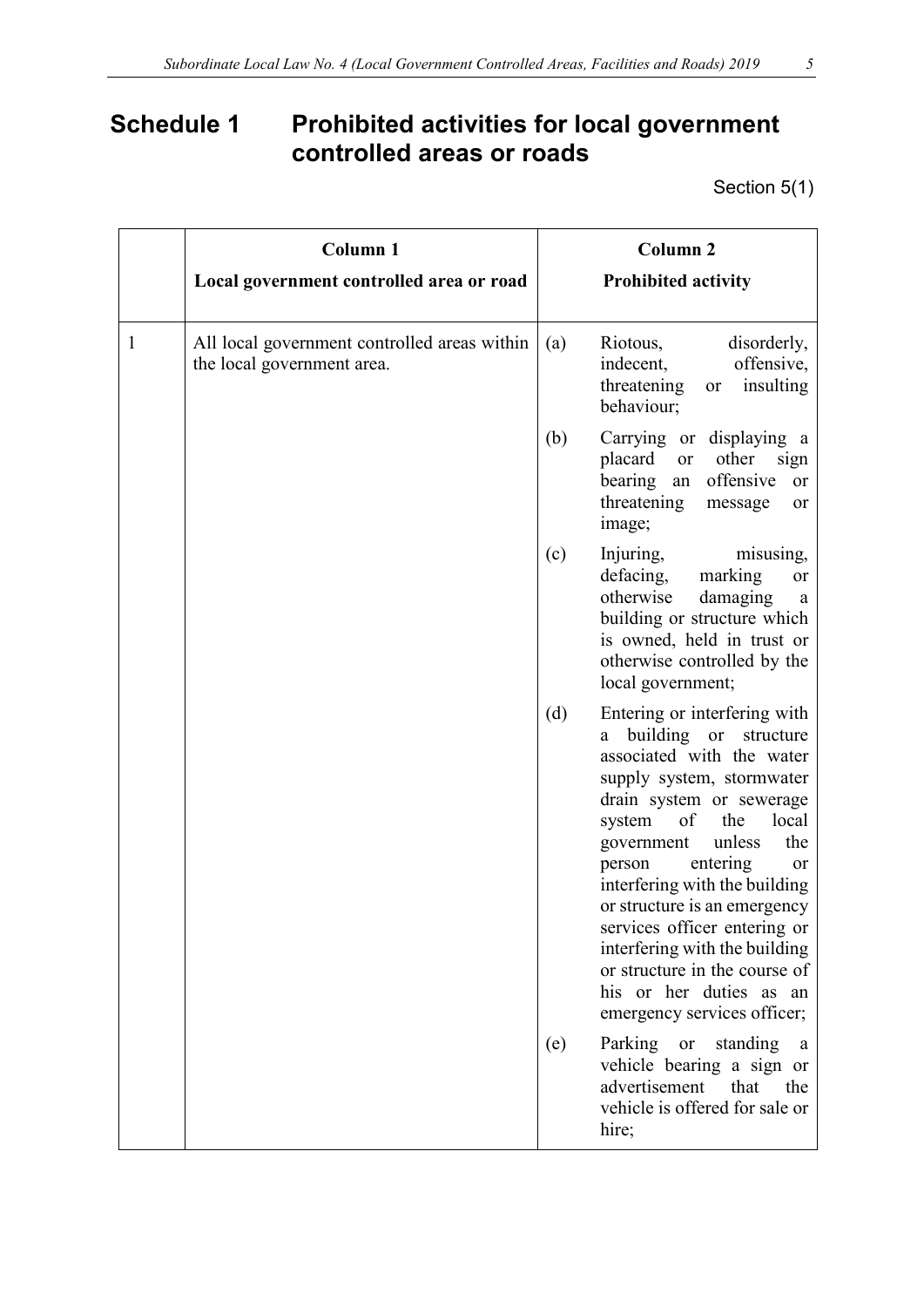# Schedule 1 Prohibited activities for local government controlled areas or roads

Section 5(1)

| | Column 1<br>Local government controlled area or road | Column 2<br>Prohibited activity |
|---|---|---|
| 1 | All local government controlled areas within the local government area. | (a) Riotous, disorderly, indecent, offensive, threatening or insulting behaviour; |
| | | (b) Carrying or displaying a placard or other sign bearing an offensive or threatening message or image; |
| | | (c) Injuring, misusing, defacing, marking or otherwise damaging a building or structure which is owned, held in trust or otherwise controlled by the local government; |
| | | (d) Entering or interfering with a building or structure associated with the water supply system, stormwater drain system or sewerage system of the local government unless the person entering or interfering with the building or structure is an emergency services officer entering or interfering with the building or structure in the course of his or her duties as an emergency services officer; |
| | | (e) Parking or standing a vehicle bearing a sign or advertisement that the vehicle is offered for sale or hire; |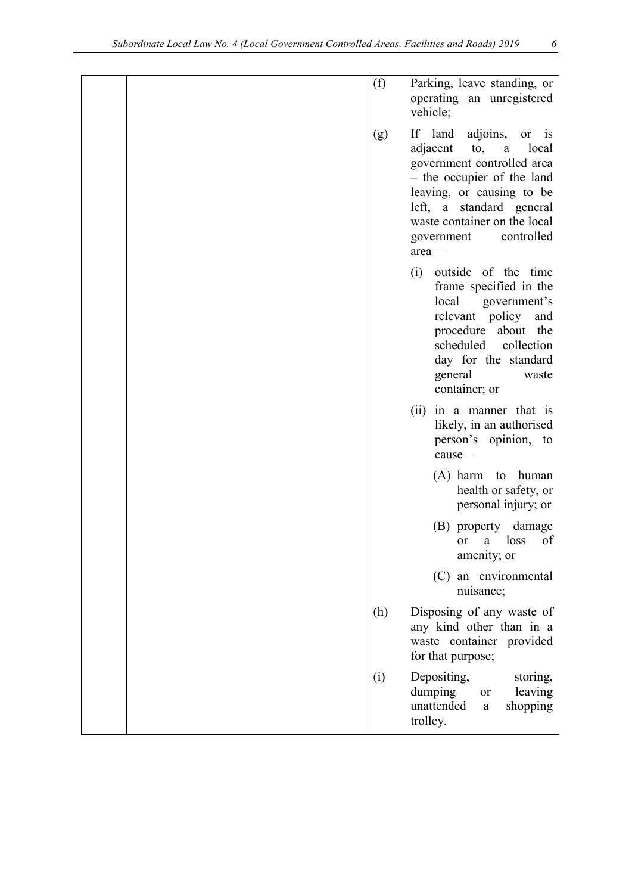| | | |
|---|---|---|
| | | (f) Parking, leave standing, or operating an unregistered vehicle;<br><br>(g) If land adjoins, or is adjacent to, a local government controlled area – the occupier of the land leaving, or causing to be left, a standard general waste container on the local government controlled area—<br><br>(i) outside of the time frame specified in the local government's relevant policy and procedure about the scheduled collection day for the standard general waste container; or<br><br>(ii) in a manner that is likely, in an authorised person's opinion, to cause—<br><br>(A) harm to human health or safety, or personal injury; or<br><br>(B) property damage or a loss of amenity; or<br><br>(C) an environmental nuisance;<br><br>(h) Disposing of any waste of any kind other than in a waste container provided for that purpose;<br><br>(i) Depositing, storing, dumping or leaving unattended a shopping trolley. |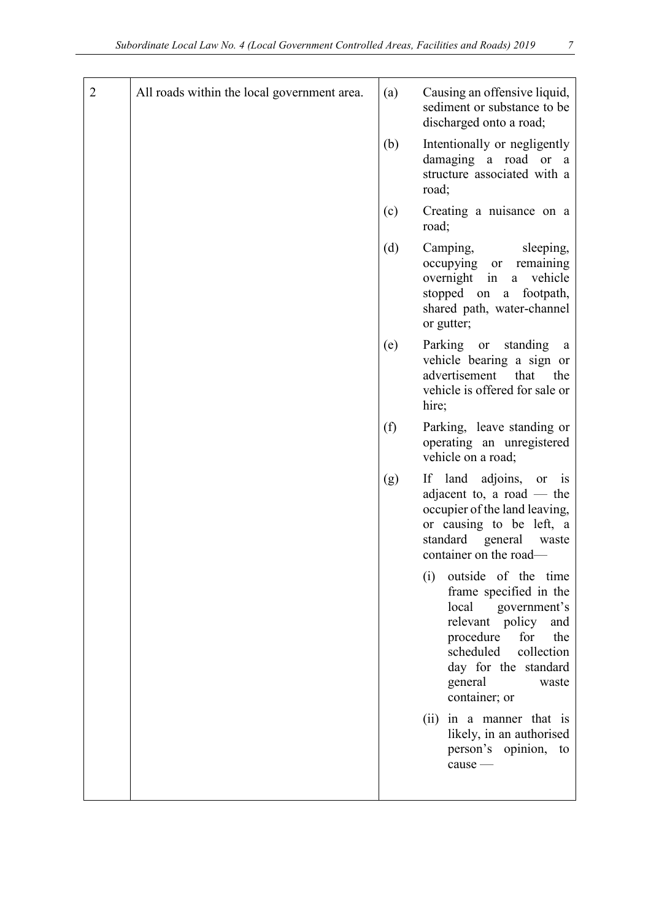| | | | |
|---|---|---|---|
| 2 | All roads within the local government area. | (a) | Causing an offensive liquid, sediment or substance to be discharged onto a road; |
| | | (b) | Intentionally or negligently damaging a road or a structure associated with a road; |
| | | (c) | Creating a nuisance on a road; |
| | | (d) | Camping, sleeping, occupying or remaining overnight in a vehicle stopped on a footpath, shared path, water-channel or gutter; |
| | | (e) | Parking or standing a vehicle bearing a sign or advertisement that the vehicle is offered for sale or hire; |
| | | (f) | Parking, leave standing or operating an unregistered vehicle on a road; |
| | | (g) | If land adjoins, or is adjacent to, a road — the occupier of the land leaving, or causing to be left, a standard general waste container on the road—<br><br>(i) outside of the time frame specified in the local government's relevant policy and procedure for the scheduled collection day for the standard general waste container; or<br><br>(ii) in a manner that is likely, in an authorised person's opinion, to cause — |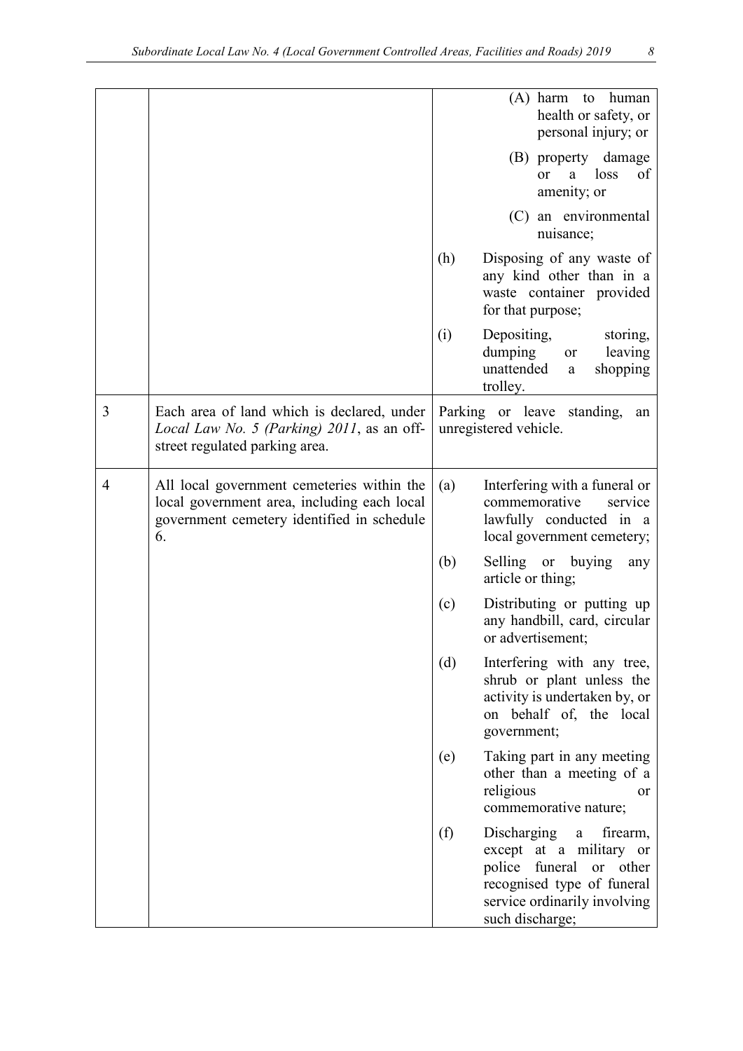| | | |
|---|---|---|
| | | (A) harm to human health or safety, or personal injury; or<br><br>(B) property damage or a loss of amenity; or<br><br>(C) an environmental nuisance; |
| | | (h) Disposing of any waste of any kind other than in a waste container provided for that purpose; |
| | | (i) Depositing, storing, dumping or leaving unattended a shopping trolley. |
| 3 | Each area of land which is declared, under *Local Law No. 5 (Parking) 2011*, as an off-street regulated parking area. | Parking or leave standing, an unregistered vehicle. |
| 4 | All local government cemeteries within the local government area, including each local government cemetery identified in schedule 6. | (a) Interfering with a funeral or commemorative service lawfully conducted in a local government cemetery; |
| | | (b) Selling or buying any article or thing; |
| | | (c) Distributing or putting up any handbill, card, circular or advertisement; |
| | | (d) Interfering with any tree, shrub or plant unless the activity is undertaken by, or on behalf of, the local government; |
| | | (e) Taking part in any meeting other than a meeting of a religious or commemorative nature; |
| | | (f) Discharging a firearm, except at a military or police funeral or other recognised type of funeral service ordinarily involving such discharge; |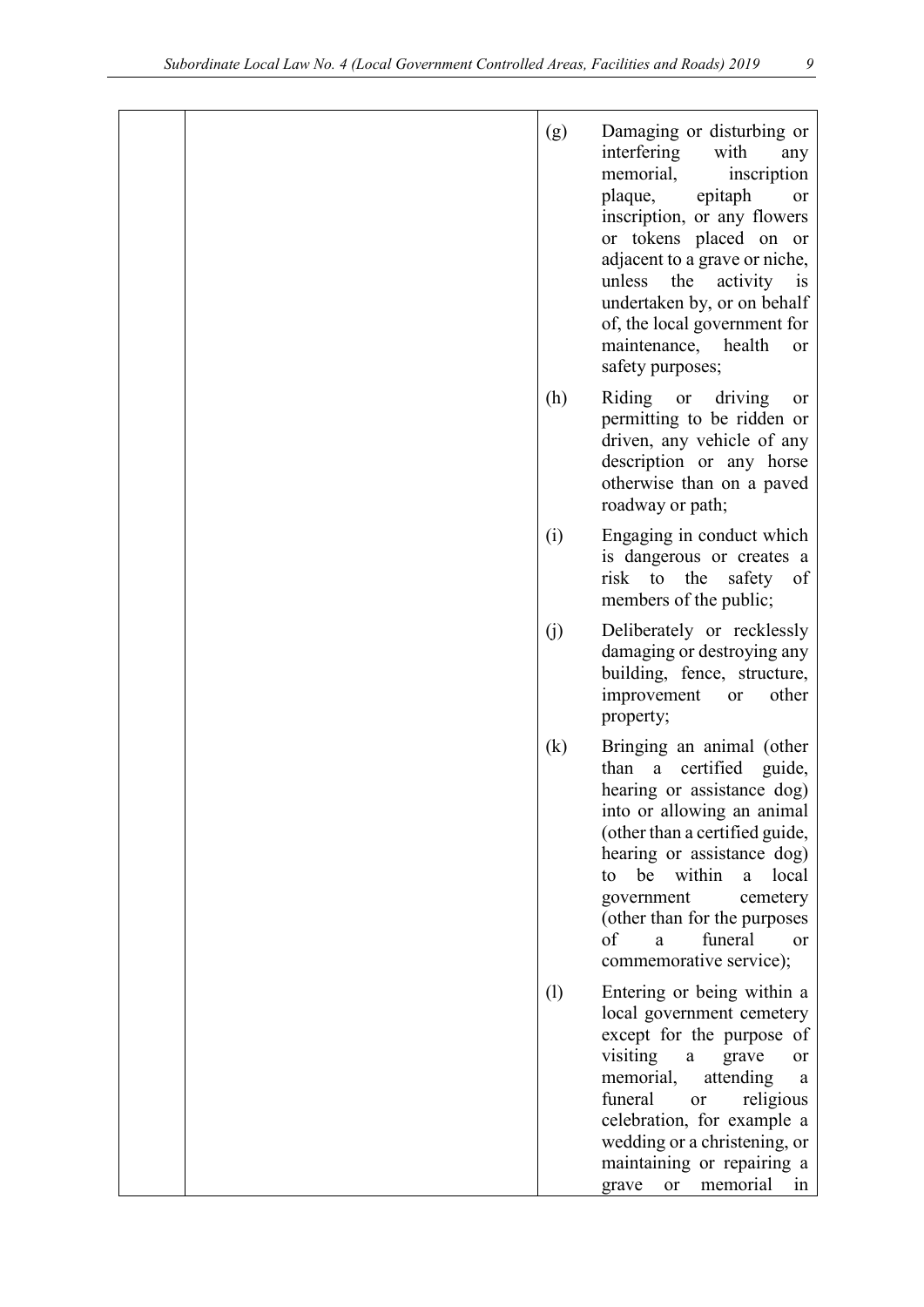| | | |
|---|---|---|
| | | (g) Damaging or disturbing or interfering with any memorial, inscription plaque, epitaph or inscription, or any flowers or tokens placed on or adjacent to a grave or niche, unless the activity is undertaken by, or on behalf of, the local government for maintenance, health or safety purposes; |
| | | (h) Riding or driving or permitting to be ridden or driven, any vehicle of any description or any horse otherwise than on a paved roadway or path; |
| | | (i) Engaging in conduct which is dangerous or creates a risk to the safety of members of the public; |
| | | (j) Deliberately or recklessly damaging or destroying any building, fence, structure, improvement or other property; |
| | | (k) Bringing an animal (other than a certified guide, hearing or assistance dog) into or allowing an animal (other than a certified guide, hearing or assistance dog) to be within a local government cemetery (other than for the purposes of a funeral or commemorative service); |
| | | (l) Entering or being within a local government cemetery except for the purpose of visiting a grave or memorial, attending a funeral or religious celebration, for example a wedding or a christening, or maintaining or repairing a grave or memorial in |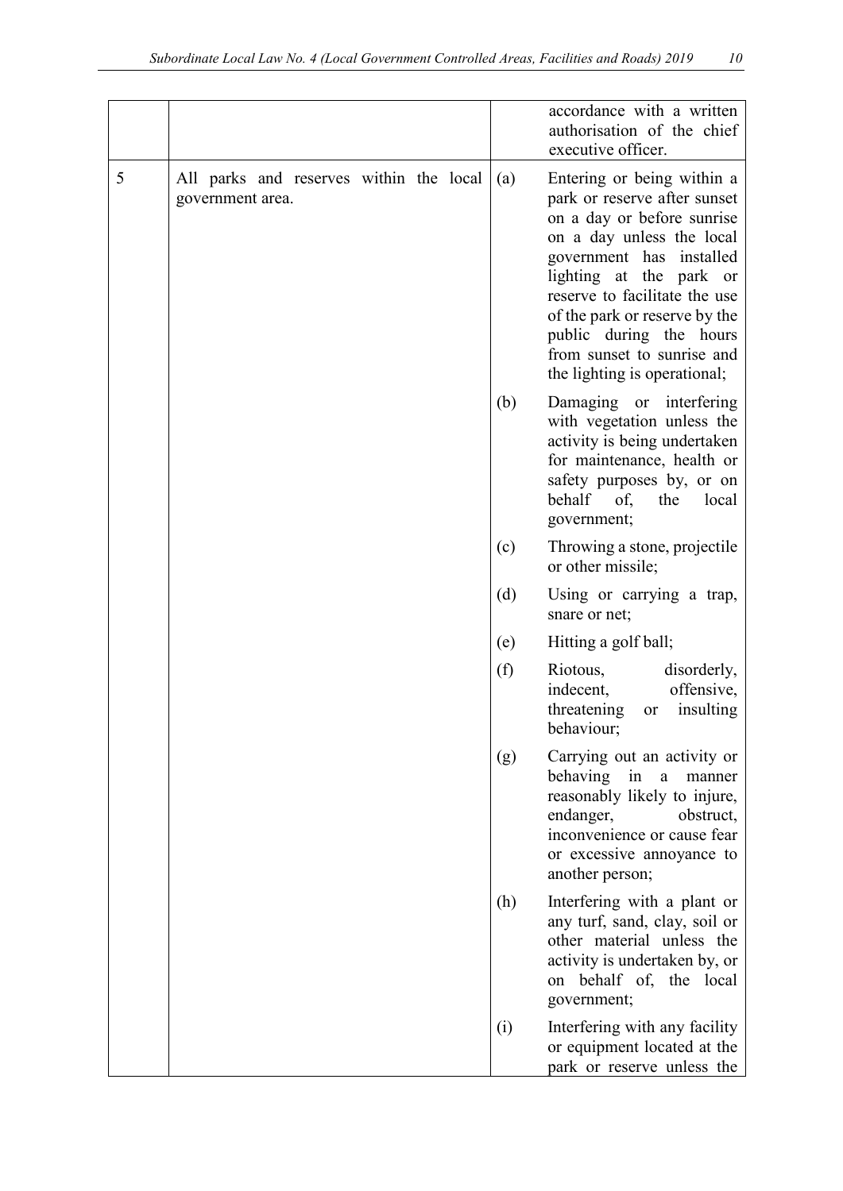| | | | |
|---|---|---|---|
| | | | accordance with a written authorisation of the chief executive officer. |
| 5 | All parks and reserves within the local government area. | (a) | Entering or being within a park or reserve after sunset on a day or before sunrise on a day unless the local government has installed lighting at the park or reserve to facilitate the use of the park or reserve by the public during the hours from sunset to sunrise and the lighting is operational; |
| | | (b) | Damaging or interfering with vegetation unless the activity is being undertaken for maintenance, health or safety purposes by, or on behalf of, the local government; |
| | | (c) | Throwing a stone, projectile or other missile; |
| | | (d) | Using or carrying a trap, snare or net; |
| | | (e) | Hitting a golf ball; |
| | | (f) | Riotous, disorderly, indecent, offensive, threatening or insulting behaviour; |
| | | (g) | Carrying out an activity or behaving in a manner reasonably likely to injure, endanger, obstruct, inconvenience or cause fear or excessive annoyance to another person; |
| | | (h) | Interfering with a plant or any turf, sand, clay, soil or other material unless the activity is undertaken by, or on behalf of, the local government; |
| | | (i) | Interfering with any facility or equipment located at the park or reserve unless the |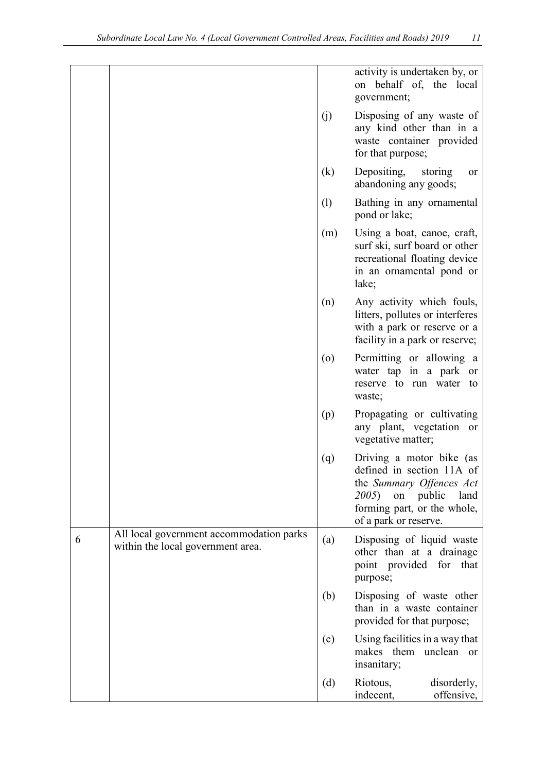| | | | |
|---|---|---|---|
| | | | activity is undertaken by, or on behalf of, the local government; |
| | | (j) | Disposing of any waste of any kind other than in a waste container provided for that purpose; |
| | | (k) | Depositing, storing or abandoning any goods; |
| | | (l) | Bathing in any ornamental pond or lake; |
| | | (m) | Using a boat, canoe, craft, surf ski, surf board or other recreational floating device in an ornamental pond or lake; |
| | | (n) | Any activity which fouls, litters, pollutes or interferes with a park or reserve or a facility in a park or reserve; |
| | | (o) | Permitting or allowing a water tap in a park or reserve to run water to waste; |
| | | (p) | Propagating or cultivating any plant, vegetation or vegetative matter; |
| | | (q) | Driving a motor bike (as defined in section 11A of the *Summary Offences Act 2005*) on public land forming part, or the whole, of a park or reserve. |
| 6 | All local government accommodation parks within the local government area. | (a) | Disposing of liquid waste other than at a drainage point provided for that purpose; |
| | | (b) | Disposing of waste other than in a waste container provided for that purpose; |
| | | (c) | Using facilities in a way that makes them unclean or insanitary; |
| | | (d) | Riotous, disorderly, indecent, offensive, |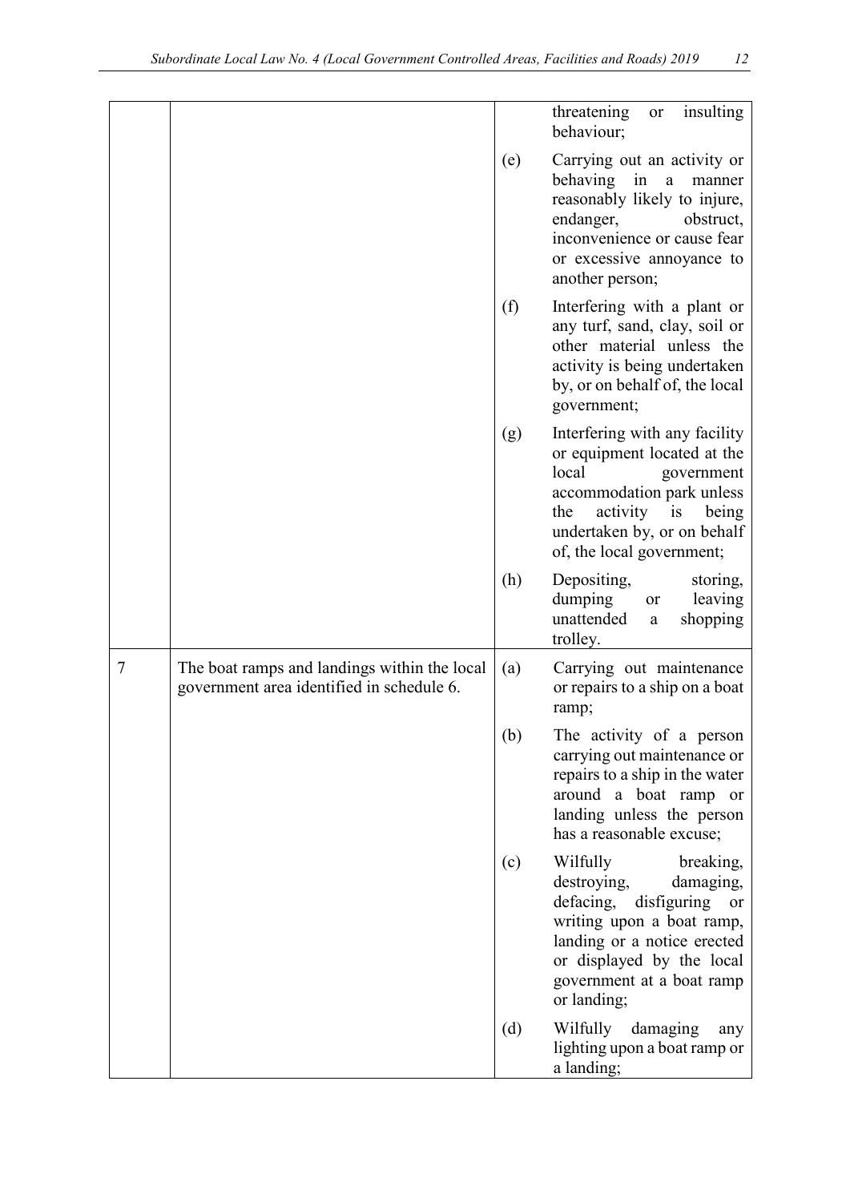| | | | |
|---|---|---|---|
| | | | threatening or insulting behaviour; |
| | | (e) | Carrying out an activity or behaving in a manner reasonably likely to injure, endanger, obstruct, inconvenience or cause fear or excessive annoyance to another person; |
| | | (f) | Interfering with a plant or any turf, sand, clay, soil or other material unless the activity is being undertaken by, or on behalf of, the local government; |
| | | (g) | Interfering with any facility or equipment located at the local government accommodation park unless the activity is being undertaken by, or on behalf of, the local government; |
| | | (h) | Depositing, storing, dumping or leaving unattended a shopping trolley. |
| 7 | The boat ramps and landings within the local government area identified in schedule 6. | (a) | Carrying out maintenance or repairs to a ship on a boat ramp; |
| | | (b) | The activity of a person carrying out maintenance or repairs to a ship in the water around a boat ramp or landing unless the person has a reasonable excuse; |
| | | (c) | Wilfully breaking, destroying, damaging, defacing, disfiguring or writing upon a boat ramp, landing or a notice erected or displayed by the local government at a boat ramp or landing; |
| | | (d) | Wilfully damaging any lighting upon a boat ramp or a landing; |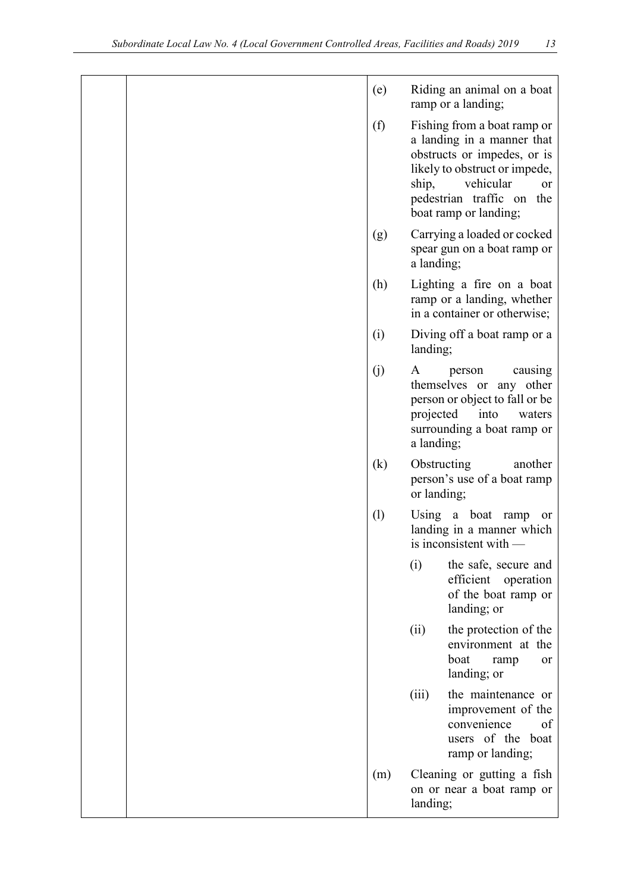| | | |
|---|---|---|
| | | (e) Riding an animal on a boat ramp or a landing;<br><br>(f) Fishing from a boat ramp or a landing in a manner that obstructs or impedes, or is likely to obstruct or impede, ship, vehicular or pedestrian traffic on the boat ramp or landing;<br><br>(g) Carrying a loaded or cocked spear gun on a boat ramp or a landing;<br><br>(h) Lighting a fire on a boat ramp or a landing, whether in a container or otherwise;<br><br>(i) Diving off a boat ramp or a landing;<br><br>(j) A person causing themselves or any other person or object to fall or be projected into waters surrounding a boat ramp or a landing;<br><br>(k) Obstructing another person's use of a boat ramp or landing;<br><br>(l) Using a boat ramp or landing in a manner which is inconsistent with —<br><br>(i) the safe, secure and efficient operation of the boat ramp or landing; or<br><br>(ii) the protection of the environment at the boat ramp or landing; or<br><br>(iii) the maintenance or improvement of the convenience of users of the boat ramp or landing;<br><br>(m) Cleaning or gutting a fish on or near a boat ramp or landing; |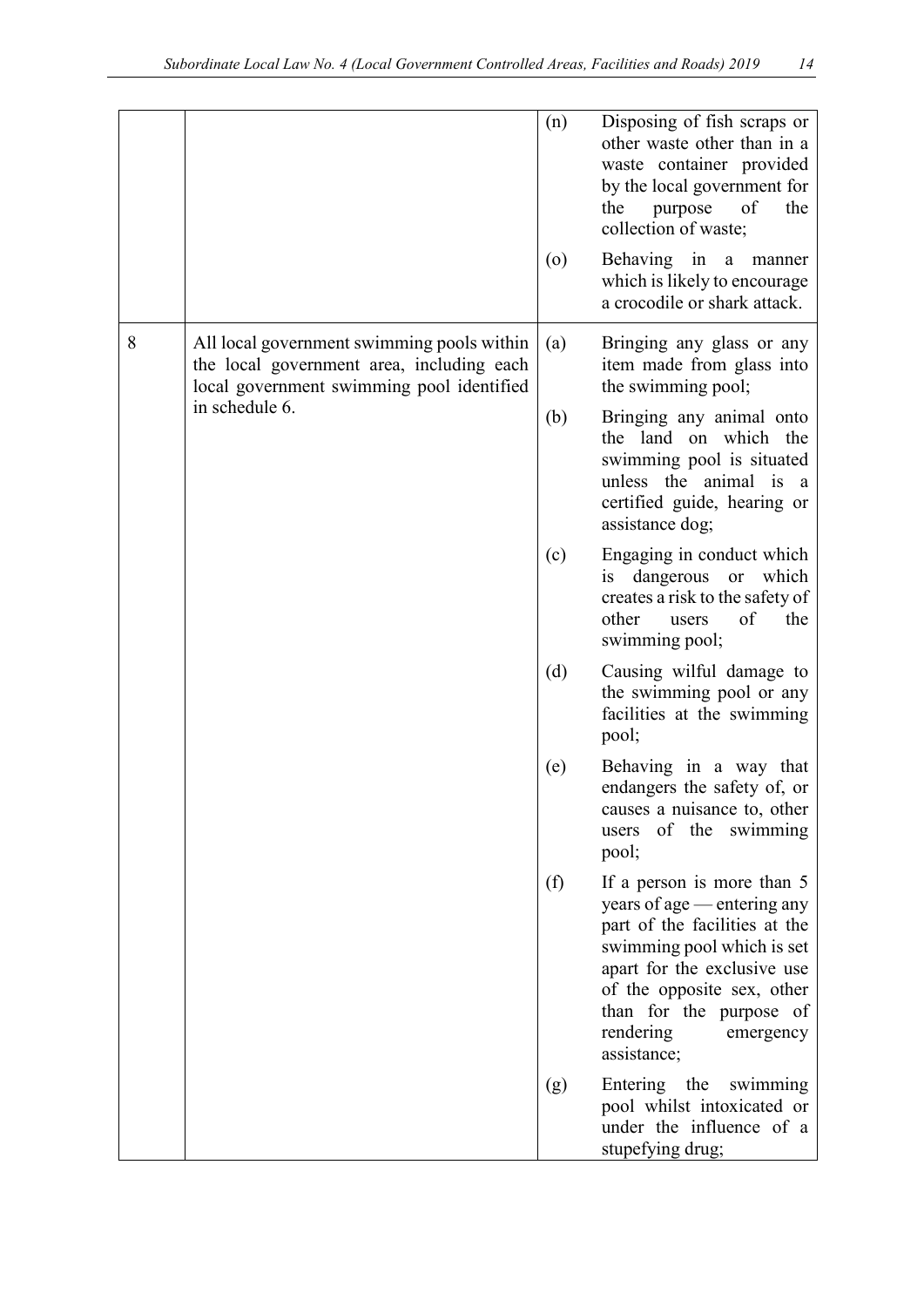| | | | |
|---|---|---|---|
| | | (n) | Disposing of fish scraps or other waste other than in a waste container provided by the local government for the purpose of the collection of waste; |
| | | (o) | Behaving in a manner which is likely to encourage a crocodile or shark attack. |
| 8 | All local government swimming pools within the local government area, including each local government swimming pool identified in schedule 6. | (a) | Bringing any glass or any item made from glass into the swimming pool; |
| | | (b) | Bringing any animal onto the land on which the swimming pool is situated unless the animal is a certified guide, hearing or assistance dog; |
| | | (c) | Engaging in conduct which is dangerous or which creates a risk to the safety of other users of the swimming pool; |
| | | (d) | Causing wilful damage to the swimming pool or any facilities at the swimming pool; |
| | | (e) | Behaving in a way that endangers the safety of, or causes a nuisance to, other users of the swimming pool; |
| | | (f) | If a person is more than 5 years of age — entering any part of the facilities at the swimming pool which is set apart for the exclusive use of the opposite sex, other than for the purpose of rendering emergency assistance; |
| | | (g) | Entering the swimming pool whilst intoxicated or under the influence of a stupefying drug; |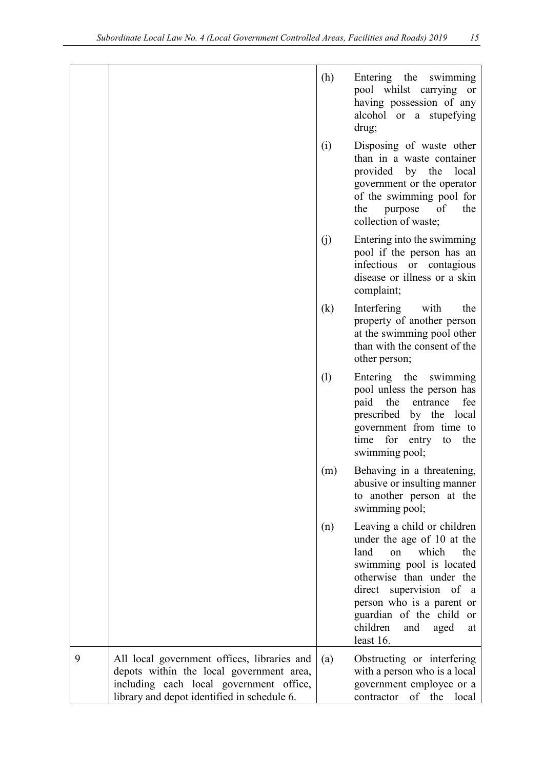| | | | |
|---|---|---|---|
| | | (h) | Entering the swimming pool whilst carrying or having possession of any alcohol or a stupefying drug; |
| | | (i) | Disposing of waste other than in a waste container provided by the local government or the operator of the swimming pool for the purpose of the collection of waste; |
| | | (j) | Entering into the swimming pool if the person has an infectious or contagious disease or illness or a skin complaint; |
| | | (k) | Interfering with the property of another person at the swimming pool other than with the consent of the other person; |
| | | (l) | Entering the swimming pool unless the person has paid the entrance fee prescribed by the local government from time to time for entry to the swimming pool; |
| | | (m) | Behaving in a threatening, abusive or insulting manner to another person at the swimming pool; |
| | | (n) | Leaving a child or children under the age of 10 at the land on which the swimming pool is located otherwise than under the direct supervision of a person who is a parent or guardian of the child or children and aged at least 16. |
| 9 | All local government offices, libraries and depots within the local government area, including each local government office, library and depot identified in schedule 6. | (a) | Obstructing or interfering with a person who is a local government employee or a contractor of the local |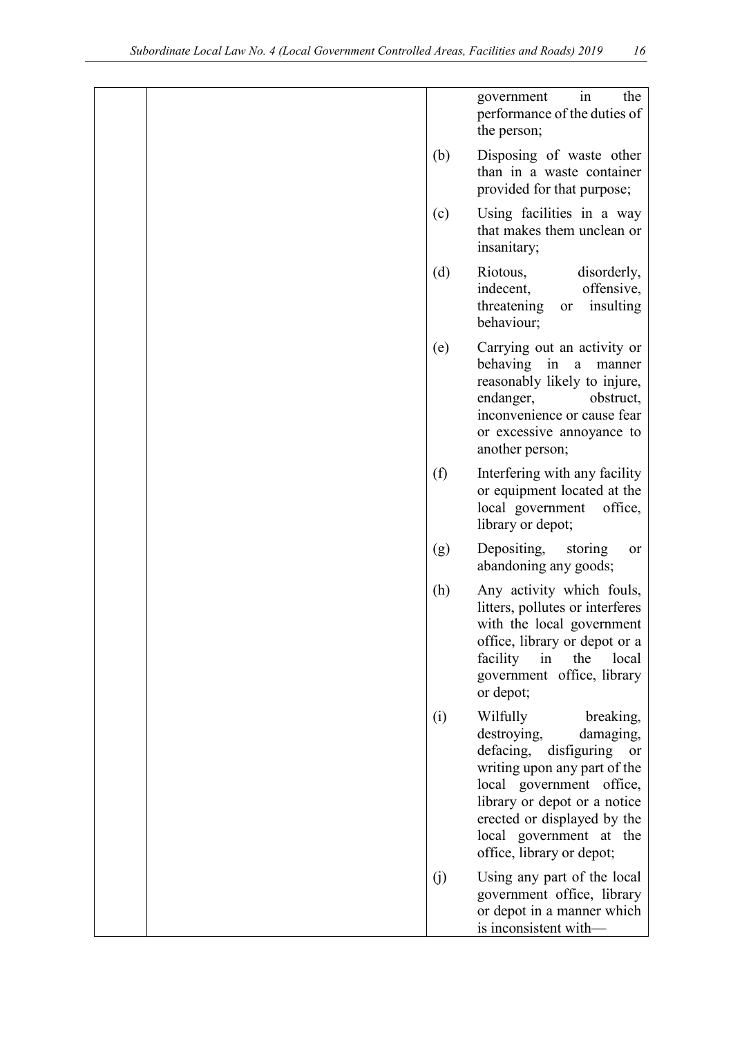|  |  |  | government in the performance of the duties of the person; |
|---|---|---|---|
|  |  | (b) | Disposing of waste other than in a waste container provided for that purpose; |
|  |  | (c) | Using facilities in a way that makes them unclean or insanitary; |
|  |  | (d) | Riotous, disorderly, indecent, offensive, threatening or insulting behaviour; |
|  |  | (e) | Carrying out an activity or behaving in a manner reasonably likely to injure, endanger, obstruct, inconvenience or cause fear or excessive annoyance to another person; |
|  |  | (f) | Interfering with any facility or equipment located at the local government office, library or depot; |
|  |  | (g) | Depositing, storing or abandoning any goods; |
|  |  | (h) | Any activity which fouls, litters, pollutes or interferes with the local government office, library or depot or a facility in the local government office, library or depot; |
|  |  | (i) | Wilfully breaking, destroying, damaging, defacing, disfiguring or writing upon any part of the local government office, library or depot or a notice erected or displayed by the local government at the office, library or depot; |
|  |  | (j) | Using any part of the local government office, library or depot in a manner which is inconsistent with— |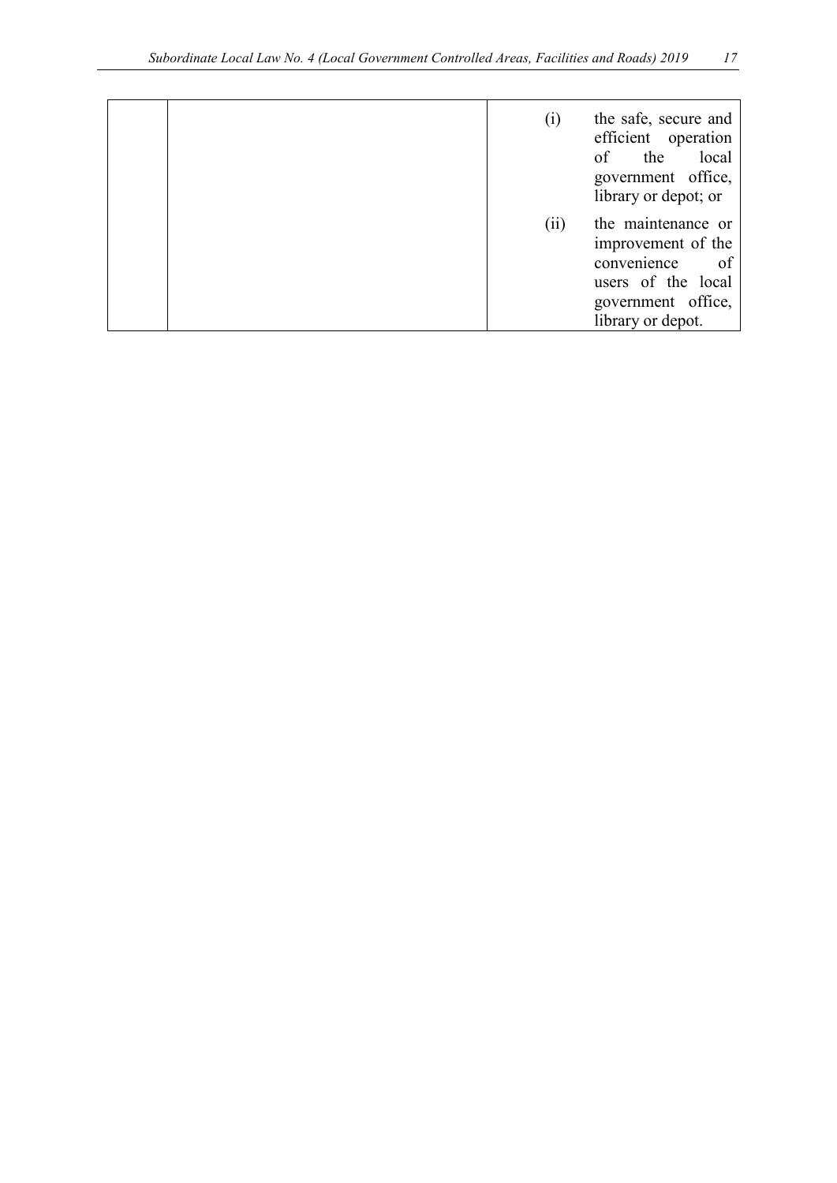|  |  | (i) the safe, secure and efficient operation of the local government office, library or depot; or<br><br>(ii) the maintenance or improvement of the convenience of users of the local government office, library or depot. |
|---|---|---|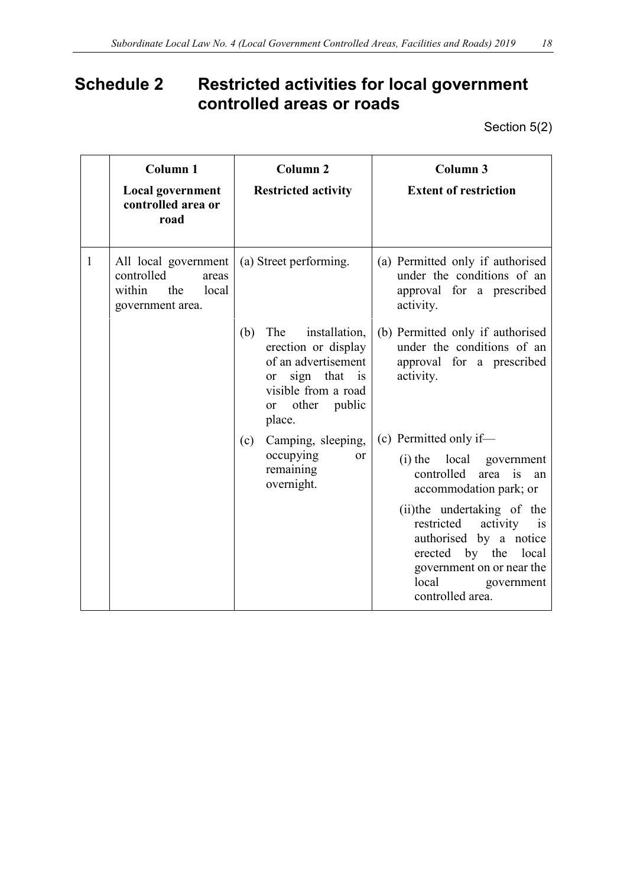# Schedule 2 Restricted activities for local government controlled areas or roads

Section 5(2)

| | Column 1<br>**Local government controlled area or road** | Column 2<br>**Restricted activity** | Column 3<br>**Extent of restriction** |
|---|---|---|---|
| 1 | All local government controlled areas within the local government area. | (a) Street performing. | (a) Permitted only if authorised under the conditions of an approval for a prescribed activity. |
| | | (b) The installation, erection or display of an advertisement or sign that is visible from a road or other public place. | (b) Permitted only if authorised under the conditions of an approval for a prescribed activity. |
| | | (c) Camping, sleeping, occupying or remaining overnight. | (c) Permitted only if—<br>(i) the local government controlled area is an accommodation park; or<br>(ii) the undertaking of the restricted activity is authorised by a notice erected by the local government on or near the local government controlled area. |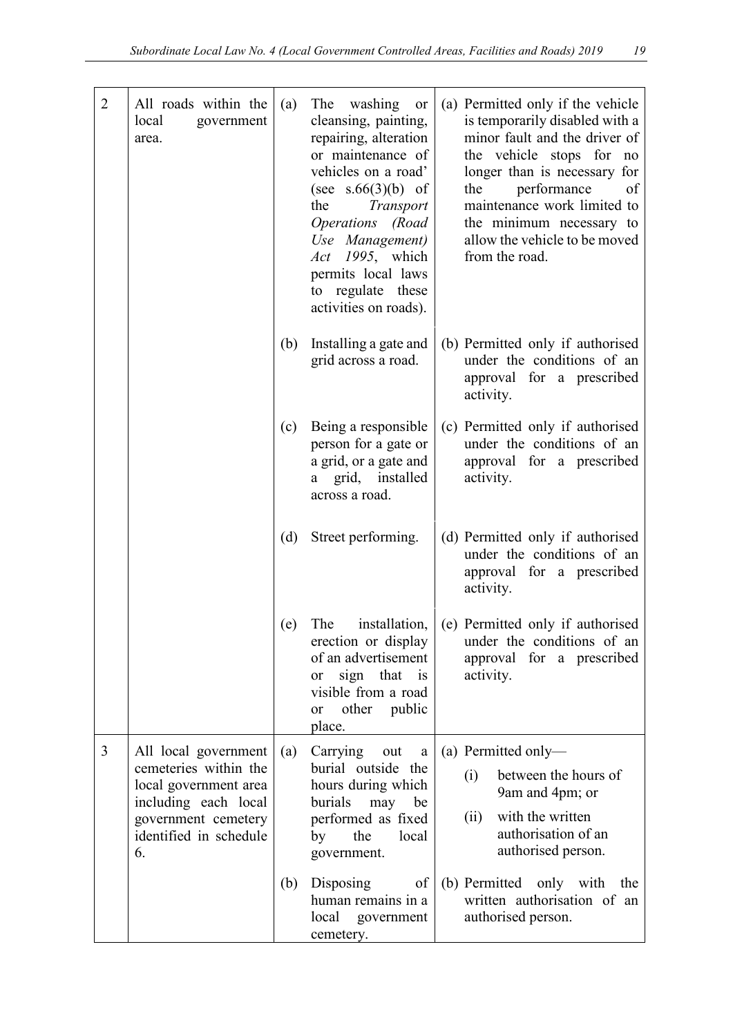| | | | |
|---|---|---|---|
| 2 | All roads within the local government area. | (a) The washing or cleansing, painting, repairing, alteration or maintenance of vehicles on a road' (see s.66(3)(b) of the *Transport Operations (Road Use Management) Act 1995*, which permits local laws to regulate these activities on roads). | (a) Permitted only if the vehicle is temporarily disabled with a minor fault and the driver of the vehicle stops for no longer than is necessary for the performance of maintenance work limited to the minimum necessary to allow the vehicle to be moved from the road. |
| | | (b) Installing a gate and grid across a road. | (b) Permitted only if authorised under the conditions of an approval for a prescribed activity. |
| | | (c) Being a responsible person for a gate or a grid, or a gate and a grid, installed across a road. | (c) Permitted only if authorised under the conditions of an approval for a prescribed activity. |
| | | (d) Street performing. | (d) Permitted only if authorised under the conditions of an approval for a prescribed activity. |
| | | (e) The installation, erection or display of an advertisement or sign that is visible from a road or other public place. | (e) Permitted only if authorised under the conditions of an approval for a prescribed activity. |
| 3 | All local government cemeteries within the local government area including each local government cemetery identified in schedule 6. | (a) Carrying out a burial outside the hours during which burials may be performed as fixed by the local government. | (a) Permitted only—<br>(i) between the hours of 9am and 4pm; or<br>(ii) with the written authorisation of an authorised person. |
| | | (b) Disposing of human remains in a local government cemetery. | (b) Permitted only with the written authorisation of an authorised person. |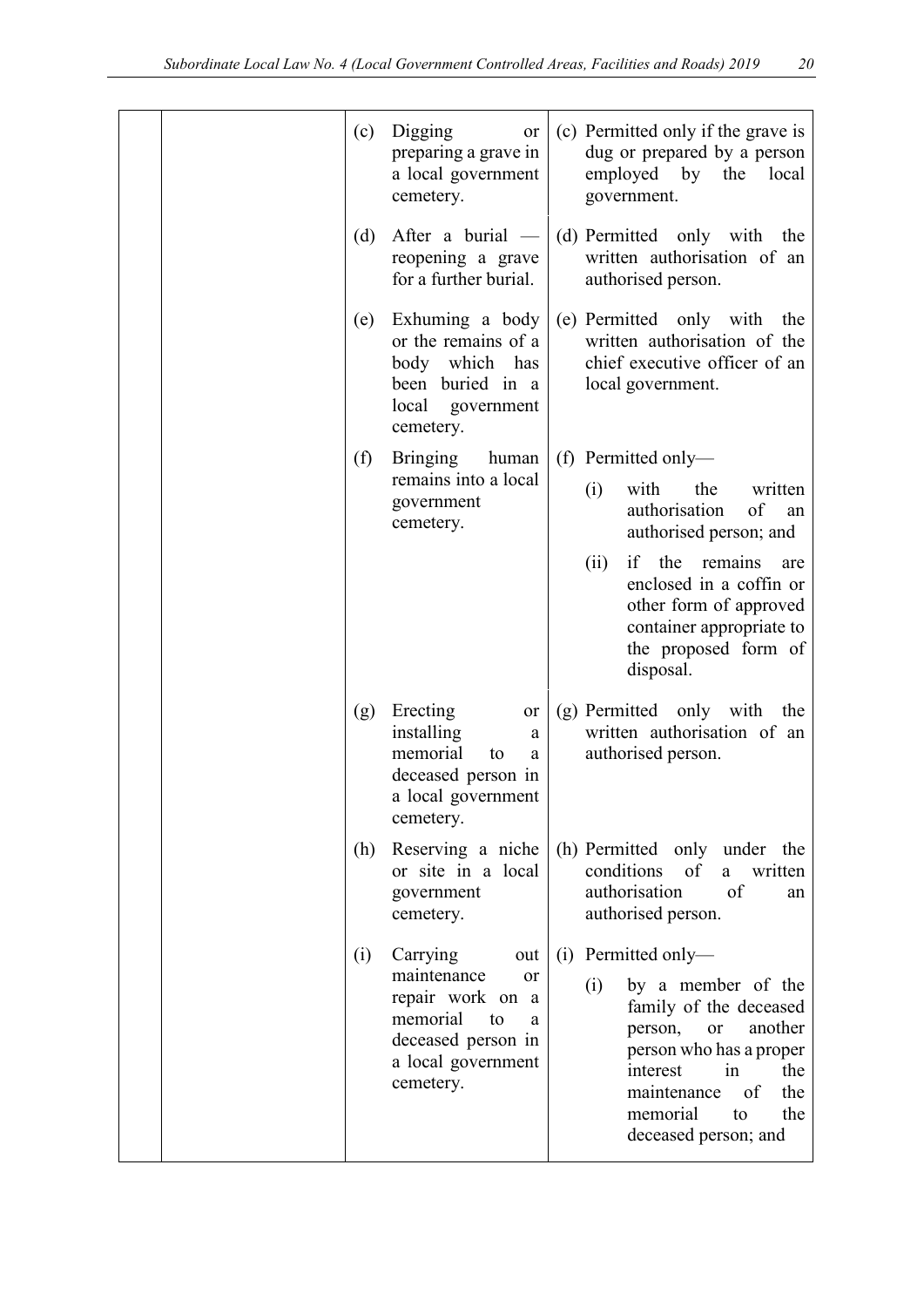| | | | |
|---|---|---|---|
| | | (c) Digging or preparing a grave in a local government cemetery. | (c) Permitted only if the grave is dug or prepared by a person employed by the local government. |
| | | (d) After a burial — reopening a grave for a further burial. | (d) Permitted only with the written authorisation of an authorised person. |
| | | (e) Exhuming a body or the remains of a body which has been buried in a local government cemetery. | (e) Permitted only with the written authorisation of the chief executive officer of an local government. |
| | | (f) Bringing human remains into a local government cemetery. | (f) Permitted only—<br>(i) with the written authorisation of an authorised person; and<br>(ii) if the remains are enclosed in a coffin or other form of approved container appropriate to the proposed form of disposal. |
| | | (g) Erecting or installing a memorial to a deceased person in a local government cemetery. | (g) Permitted only with the written authorisation of an authorised person. |
| | | (h) Reserving a niche or site in a local government cemetery. | (h) Permitted only under the conditions of a written authorisation of an authorised person. |
| | | (i) Carrying out maintenance or repair work on a memorial to a deceased person in a local government cemetery. | (i) Permitted only—<br>(i) by a member of the family of the deceased person, or another person who has a proper interest in the maintenance of the memorial to the deceased person; and |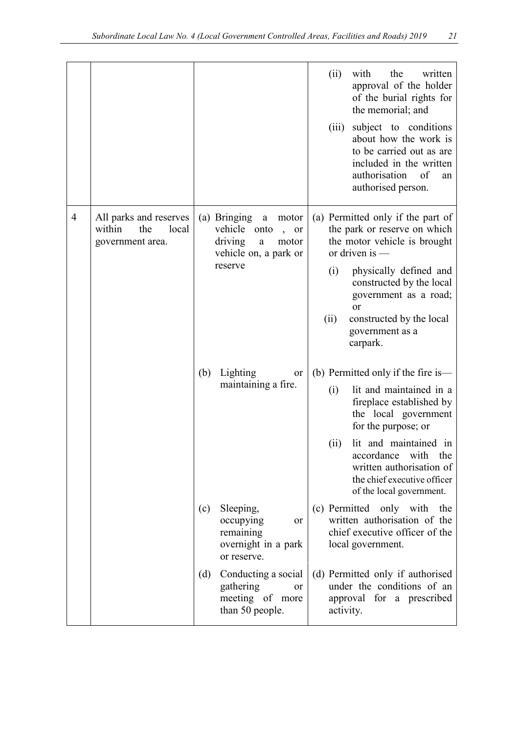| | | | |
|---|---|---|---|
| | | | (ii) with the written approval of the holder of the burial rights for the memorial; and<br>(iii) subject to conditions about how the work is to be carried out as are included in the written authorisation of an authorised person. |
| 4 | All parks and reserves within the local government area. | (a) Bringing a motor vehicle onto , or driving a motor vehicle on, a park or reserve | (a) Permitted only if the part of the park or reserve on which the motor vehicle is brought or driven is —<br>(i) physically defined and constructed by the local government as a road; or<br>(ii) constructed by the local government as a carpark. |
| | | (b) Lighting or maintaining a fire. | (b) Permitted only if the fire is—<br>(i) lit and maintained in a fireplace established by the local government for the purpose; or<br>(ii) lit and maintained in accordance with the written authorisation of the chief executive officer of the local government. |
| | | (c) Sleeping, occupying or remaining overnight in a park or reserve. | (c) Permitted only with the written authorisation of the chief executive officer of the local government. |
| | | (d) Conducting a social gathering or meeting of more than 50 people. | (d) Permitted only if authorised under the conditions of an approval for a prescribed activity. |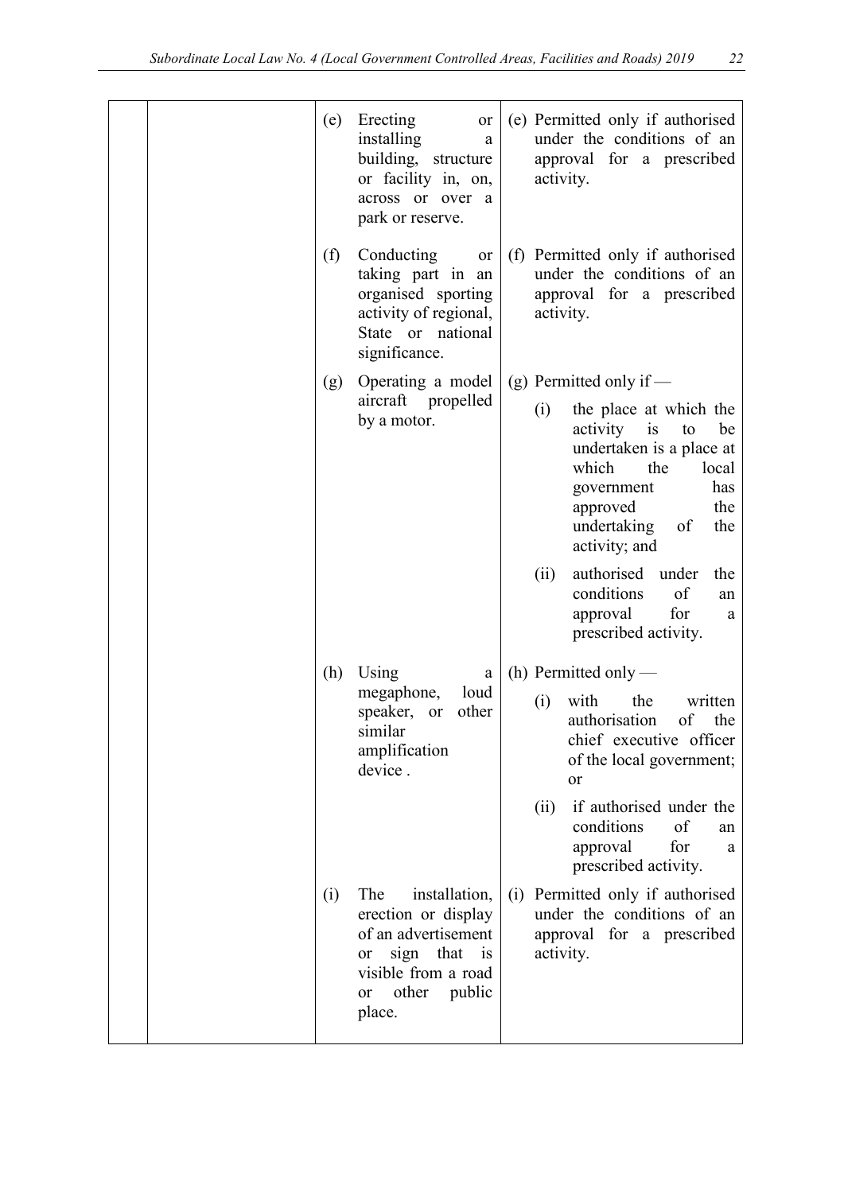| | | | |
|---|---|---|---|
| | | (e) Erecting or installing a building, structure or facility in, on, across or over a park or reserve. | (e) Permitted only if authorised under the conditions of an approval for a prescribed activity. |
| | | (f) Conducting or taking part in an organised sporting activity of regional, State or national significance. | (f) Permitted only if authorised under the conditions of an approval for a prescribed activity. |
| | | (g) Operating a model aircraft propelled by a motor. | (g) Permitted only if —<br>(i) the place at which the activity is to be undertaken is a place at which the local government has approved the undertaking of the activity; and<br>(ii) authorised under the conditions of an approval for a prescribed activity. |
| | | (h) Using a megaphone, loud speaker, or other similar amplification device . | (h) Permitted only —<br>(i) with the written authorisation of the chief executive officer of the local government; or<br>(ii) if authorised under the conditions of an approval for a prescribed activity. |
| | | (i) The installation, erection or display of an advertisement or sign that is visible from a road or other public place. | (i) Permitted only if authorised under the conditions of an approval for a prescribed activity. |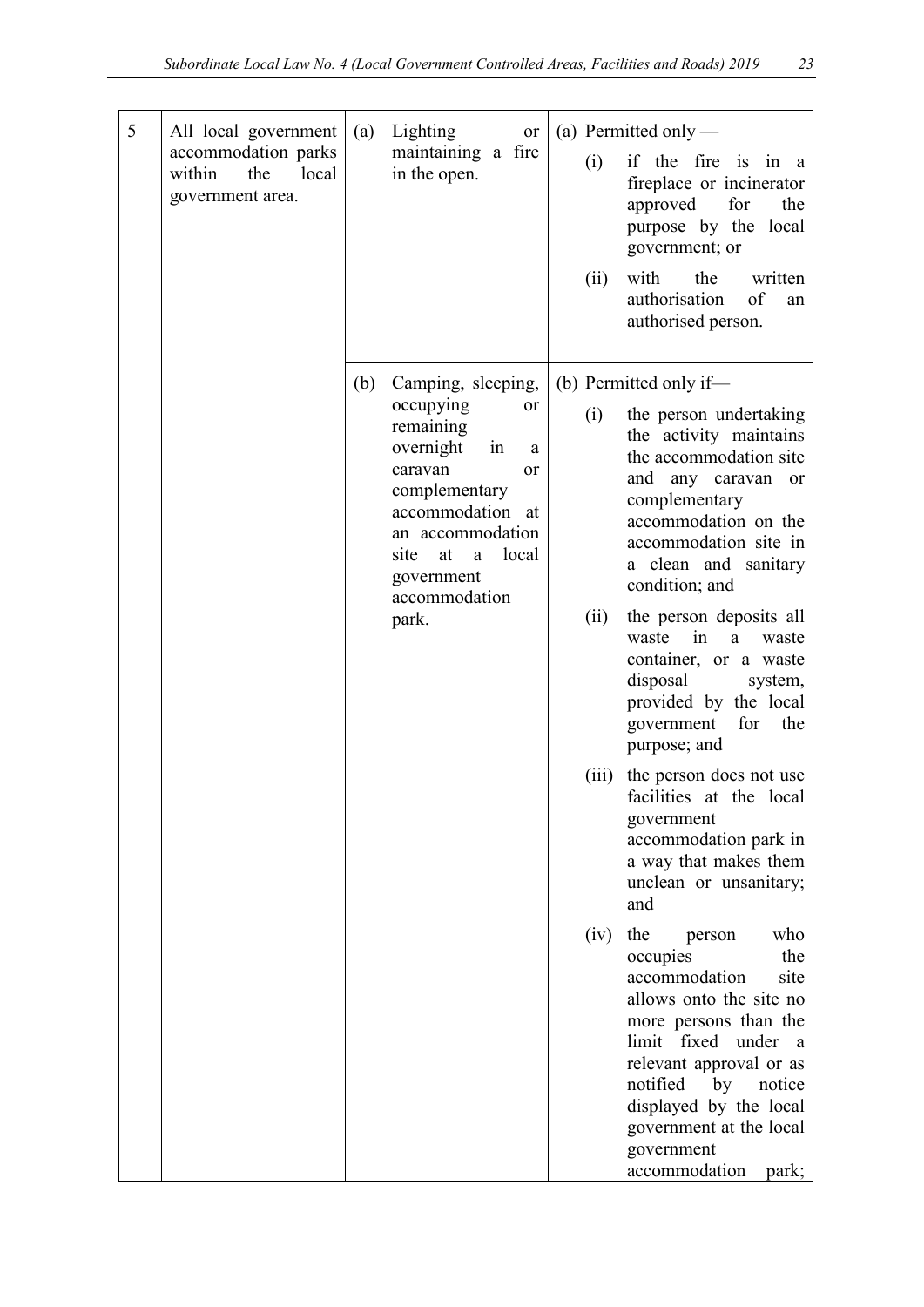| | | | |
|---|---|---|---|
| 5 | All local government accommodation parks within the local government area. | (a) Lighting or maintaining a fire in the open. | (a) Permitted only —<br>(i) if the fire is in a fireplace or incinerator approved for the purpose by the local government; or<br>(ii) with the written authorisation of an authorised person. |
| | | (b) Camping, sleeping, occupying or remaining overnight in a caravan or complementary accommodation at an accommodation site at a local government accommodation park. | (b) Permitted only if—<br>(i) the person undertaking the activity maintains the accommodation site and any caravan or complementary accommodation on the accommodation site in a clean and sanitary condition; and<br>(ii) the person deposits all waste in a waste container, or a waste disposal system, provided by the local government for the purpose; and<br>(iii) the person does not use facilities at the local government accommodation park in a way that makes them unclean or unsanitary; and<br>(iv) the person who occupies the accommodation site allows onto the site no more persons than the limit fixed under a relevant approval or as notified by notice displayed by the local government at the local government accommodation park; |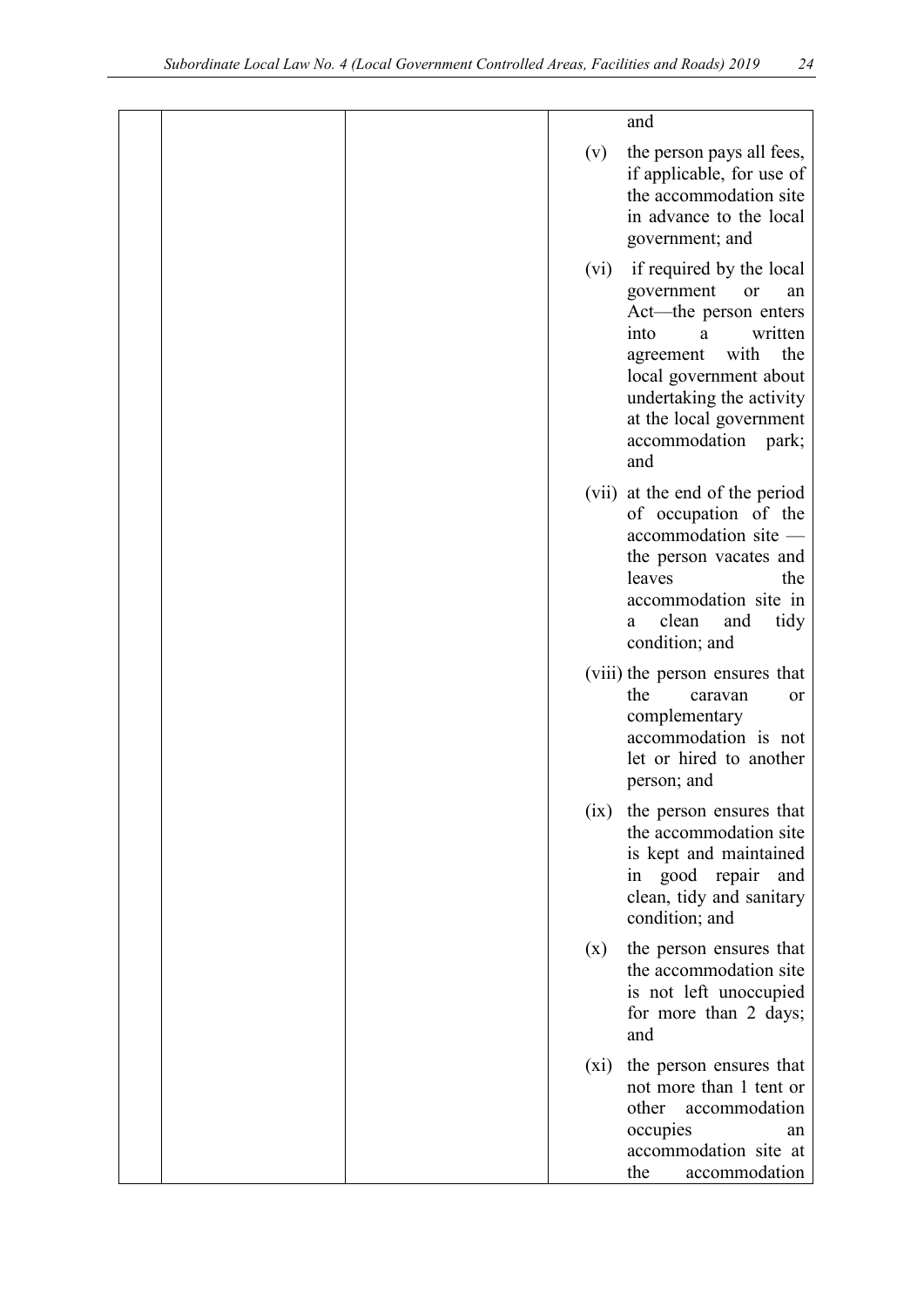| | | | and<br><br>(v) the person pays all fees, if applicable, for use of the accommodation site in advance to the local government; and<br><br>(vi) if required by the local government or an Act—the person enters into a written agreement with the local government about undertaking the activity at the local government accommodation park; and<br><br>(vii) at the end of the period of occupation of the accommodation site — the person vacates and leaves the accommodation site in a clean and tidy condition; and<br><br>(viii) the person ensures that the caravan or complementary accommodation is not let or hired to another person; and<br><br>(ix) the person ensures that the accommodation site is kept and maintained in good repair and clean, tidy and sanitary condition; and<br><br>(x) the person ensures that the accommodation site is not left unoccupied for more than 2 days; and<br><br>(xi) the person ensures that not more than 1 tent or other accommodation occupies an accommodation site at the accommodation |
|---|---|---|---|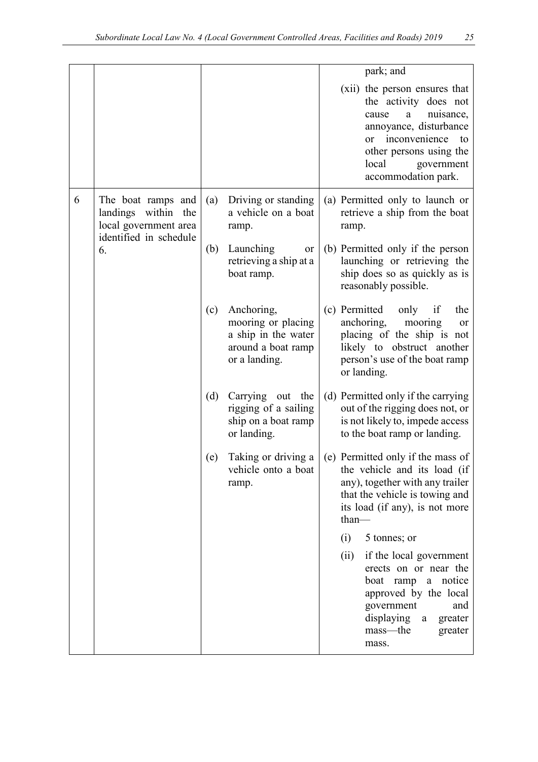| | | | |
|---|---|---|---|
| | | | park; and<br><br>(xii) the person ensures that the activity does not cause a nuisance, annoyance, disturbance or inconvenience to other persons using the local government accommodation park. |
| 6 | The boat ramps and landings within the local government area identified in schedule 6. | (a) Driving or standing a vehicle on a boat ramp. | (a) Permitted only to launch or retrieve a ship from the boat ramp. |
| | | (b) Launching or retrieving a ship at a boat ramp. | (b) Permitted only if the person launching or retrieving the ship does so as quickly as is reasonably possible. |
| | | (c) Anchoring, mooring or placing a ship in the water around a boat ramp or a landing. | (c) Permitted only if the anchoring, mooring or placing of the ship is not likely to obstruct another person's use of the boat ramp or landing. |
| | | (d) Carrying out the rigging of a sailing ship on a boat ramp or landing. | (d) Permitted only if the carrying out of the rigging does not, or is not likely to, impede access to the boat ramp or landing. |
| | | (e) Taking or driving a vehicle onto a boat ramp. | (e) Permitted only if the mass of the vehicle and its load (if any), together with any trailer that the vehicle is towing and its load (if any), is not more than—<br><br>(i) 5 tonnes; or<br><br>(ii) if the local government erects on or near the boat ramp a notice approved by the local government and displaying a greater mass—the greater mass. |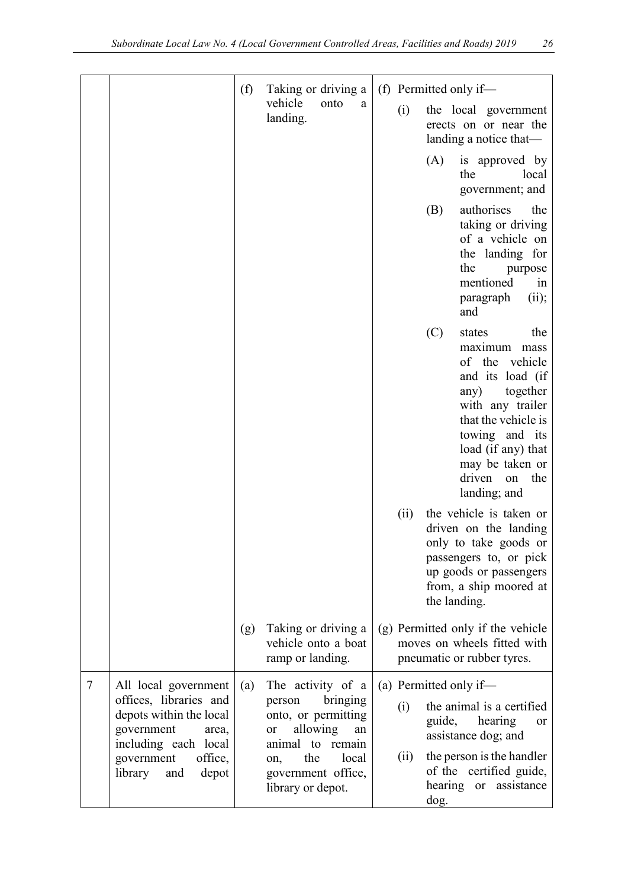| | | | |
|---|---|---|---|
| | | (f) Taking or driving a vehicle onto a landing. | (f) Permitted only if—<br>(i) the local government erects on or near the landing a notice that—<br>(A) is approved by the local government; and<br>(B) authorises the taking or driving of a vehicle on the landing for the purpose mentioned in paragraph (ii); and<br>(C) states the maximum mass of the vehicle and its load (if any) together with any trailer that the vehicle is towing and its load (if any) that may be taken or driven on the landing; and<br>(ii) the vehicle is taken or driven on the landing only to take goods or passengers to, or pick up goods or passengers from, a ship moored at the landing. |
| | | (g) Taking or driving a vehicle onto a boat ramp or landing. | (g) Permitted only if the vehicle moves on wheels fitted with pneumatic or rubber tyres. |
| 7 | All local government offices, libraries and depots within the local government area, including each local government office, library and depot | (a) The activity of a person bringing onto, or permitting or allowing an animal to remain on, the local government office, library or depot. | (a) Permitted only if—<br>(i) the animal is a certified guide, hearing or assistance dog; and<br>(ii) the person is the handler of the certified guide, hearing or assistance dog. |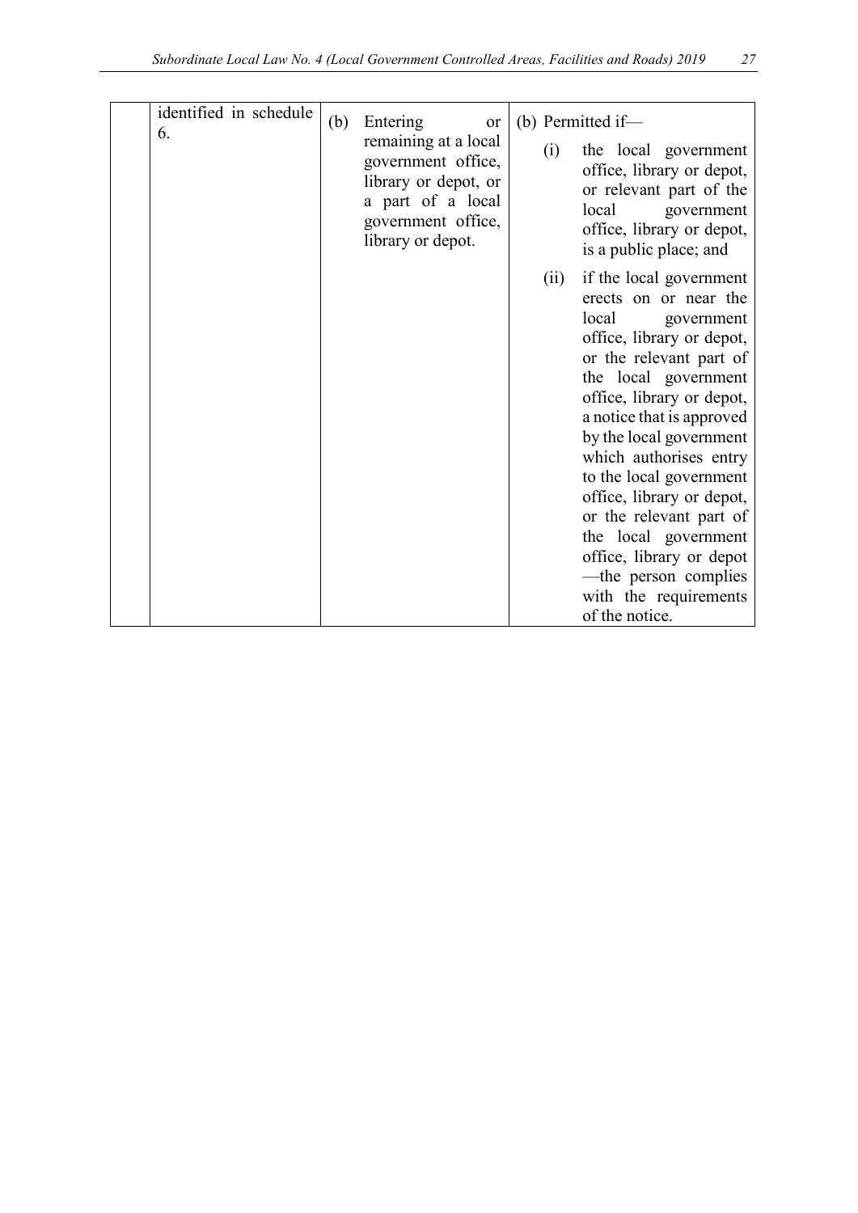| | | | |
|---|---|---|---|
| | identified in schedule 6. | (b) Entering or remaining at a local government office, library or depot, or a part of a local government office, library or depot. | (b) Permitted if—<br>(i) the local government office, library or depot, or relevant part of the local government office, library or depot, is a public place; and<br>(ii) if the local government erects on or near the local government office, library or depot, or the relevant part of the local government office, library or depot, a notice that is approved by the local government which authorises entry to the local government office, library or depot, or the relevant part of the local government office, library or depot—the person complies with the requirements of the notice. |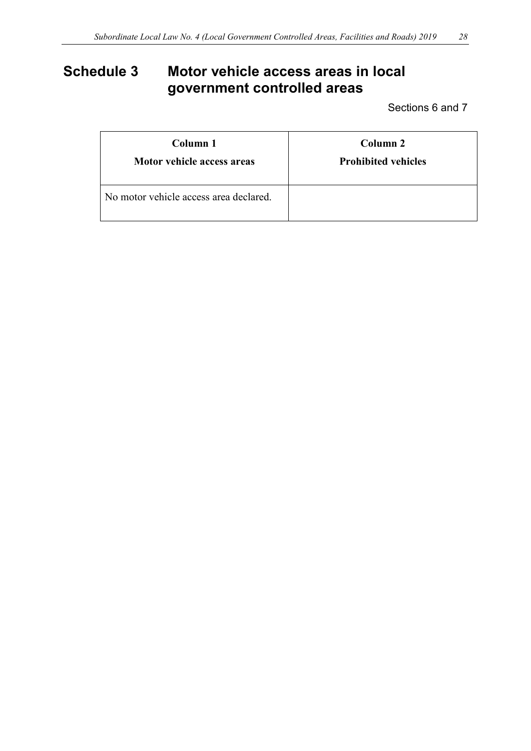# Schedule 3 Motor vehicle access areas in local government controlled areas

Sections 6 and 7

| Column 1<br>Motor vehicle access areas | Column 2<br>Prohibited vehicles |
|---|---|
| No motor vehicle access area declared. | |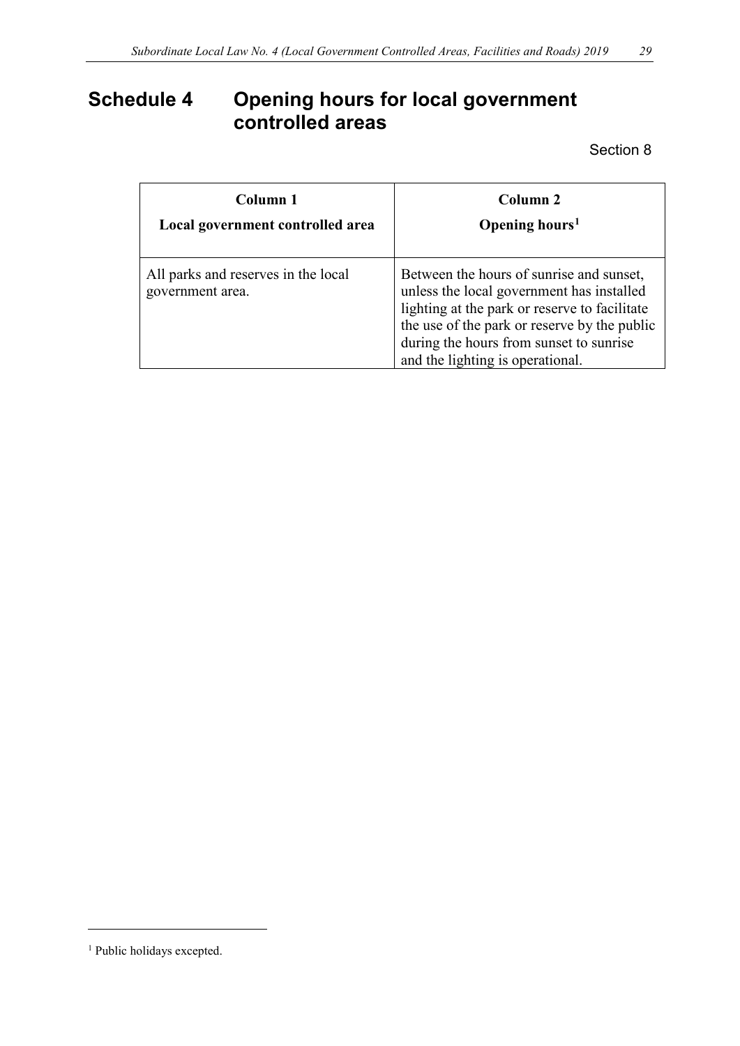# Schedule 4 Opening hours for local government controlled areas

Section 8

| Column 1<br>Local government controlled area | Column 2<br>Opening hours[1] |
|---|---|
| All parks and reserves in the local government area. | Between the hours of sunrise and sunset, unless the local government has installed lighting at the park or reserve to facilitate the use of the park or reserve by the public during the hours from sunset to sunrise and the lighting is operational. |

[1] Public holidays excepted.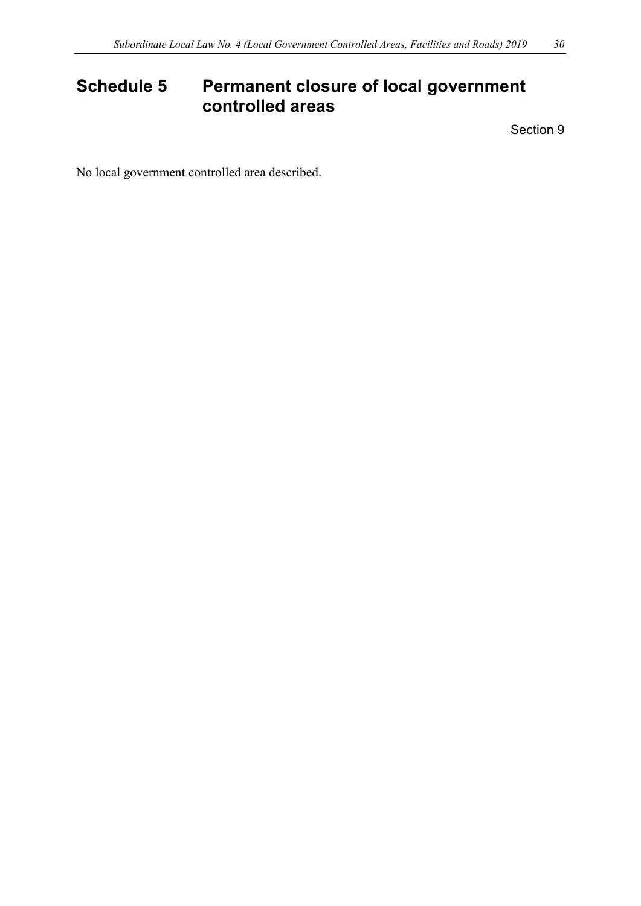# Schedule 5 Permanent closure of local government controlled areas

Section 9

No local government controlled area described.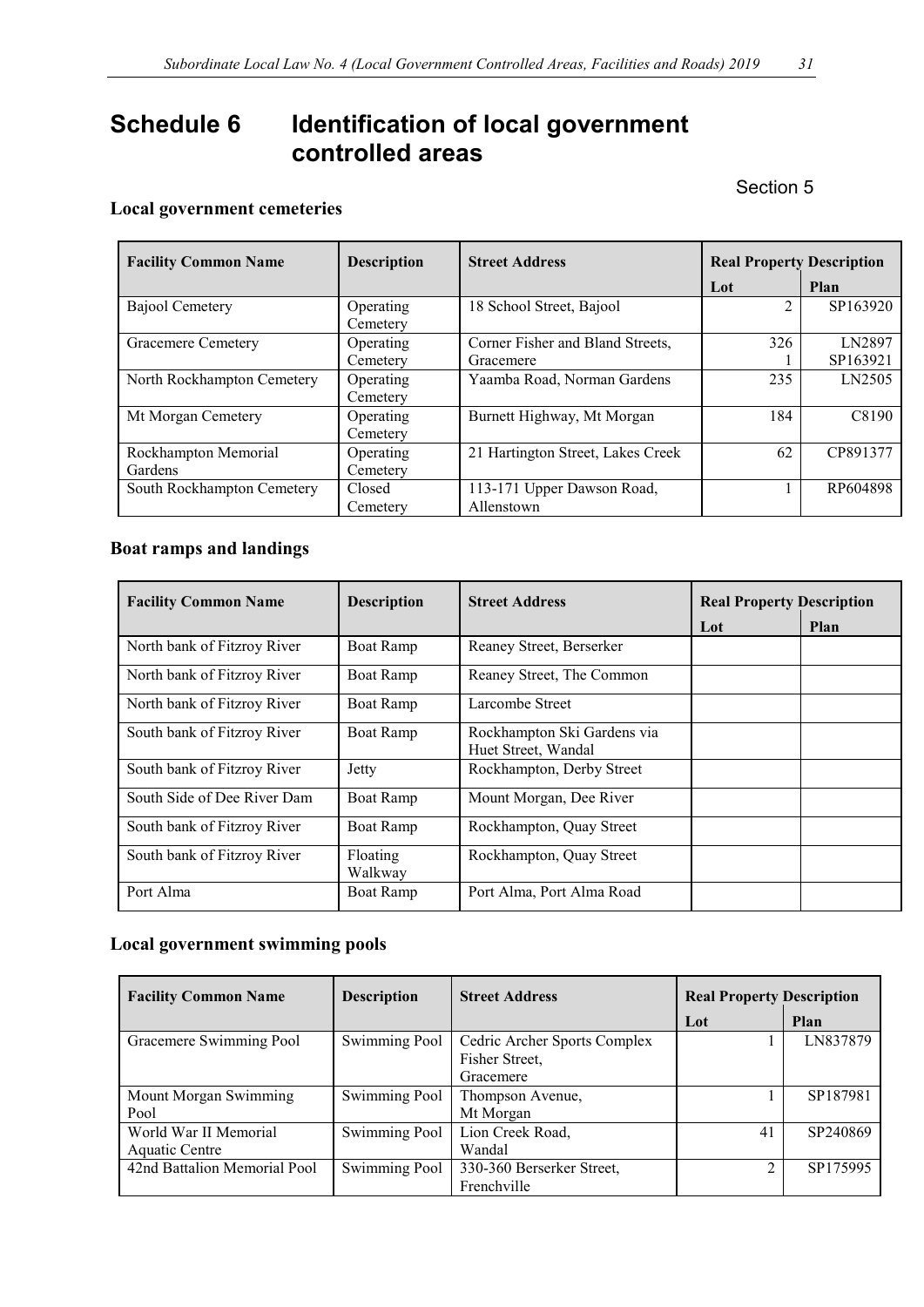# Schedule 6 Identification of local government controlled areas

Section 5

### Local government cemeteries

| Facility Common Name | Description | Street Address | Real Property Description | |
|---|---|---|---|---|
| | | | Lot | Plan |
| Bajool Cemetery | Operating Cemetery | 18 School Street, Bajool | 2 | SP163920 |
| Gracemere Cemetery | Operating Cemetery | Corner Fisher and Bland Streets, Gracemere | 326<br>1 | LN2897<br>SP163921 |
| North Rockhampton Cemetery | Operating Cemetery | Yaamba Road, Norman Gardens | 235 | LN2505 |
| Mt Morgan Cemetery | Operating Cemetery | Burnett Highway, Mt Morgan | 184 | C8190 |
| Rockhampton Memorial Gardens | Operating Cemetery | 21 Hartington Street, Lakes Creek | 62 | CP891377 |
| South Rockhampton Cemetery | Closed Cemetery | 113-171 Upper Dawson Road, Allenstown | 1 | RP604898 |

### Boat ramps and landings

| Facility Common Name | Description | Street Address | Real Property Description | |
|---|---|---|---|---|
| | | | Lot | Plan |
| North bank of Fitzroy River | Boat Ramp | Reaney Street, Berserker | | |
| North bank of Fitzroy River | Boat Ramp | Reaney Street, The Common | | |
| North bank of Fitzroy River | Boat Ramp | Larcombe Street | | |
| South bank of Fitzroy River | Boat Ramp | Rockhampton Ski Gardens via Huet Street, Wandal | | |
| South bank of Fitzroy River | Jetty | Rockhampton, Derby Street | | |
| South Side of Dee River Dam | Boat Ramp | Mount Morgan, Dee River | | |
| South bank of Fitzroy River | Boat Ramp | Rockhampton, Quay Street | | |
| South bank of Fitzroy River | Floating Walkway | Rockhampton, Quay Street | | |
| Port Alma | Boat Ramp | Port Alma, Port Alma Road | | |

### Local government swimming pools

| Facility Common Name | Description | Street Address | Real Property Description | |
|---|---|---|---|---|
| | | | Lot | Plan |
| Gracemere Swimming Pool | Swimming Pool | Cedric Archer Sports Complex Fisher Street, Gracemere | 1 | LN837879 |
| Mount Morgan Swimming Pool | Swimming Pool | Thompson Avenue, Mt Morgan | 1 | SP187981 |
| World War II Memorial Aquatic Centre | Swimming Pool | Lion Creek Road, Wandal | 41 | SP240869 |
| 42nd Battalion Memorial Pool | Swimming Pool | 330-360 Berserker Street, Frenchville | 2 | SP175995 |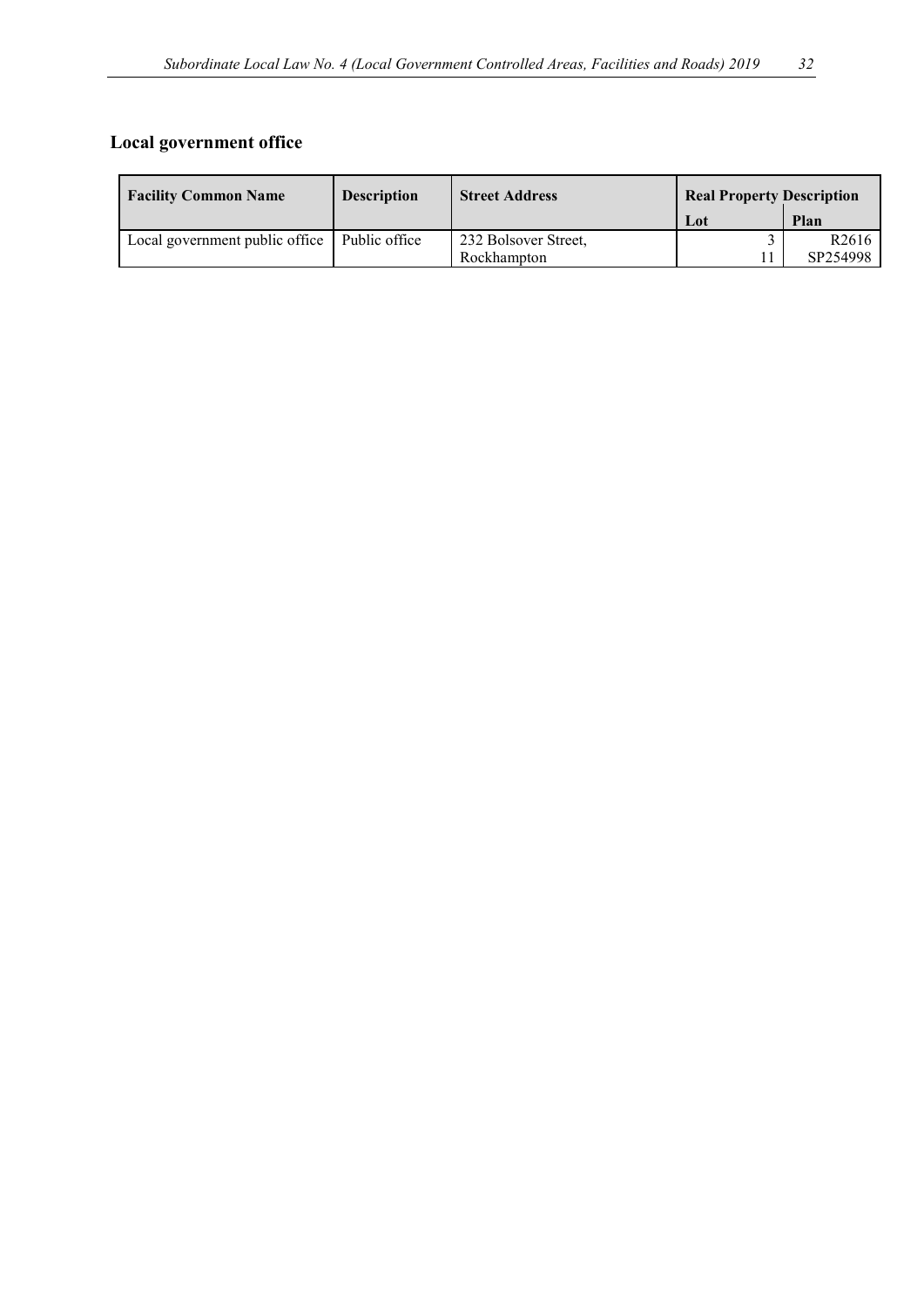## Local government office

| Facility Common Name | Description | Street Address | Real Property Description | |
|---|---|---|---|---|
| | | | Lot | Plan |
| Local government public office | Public office | 232 Bolsover Street, Rockhampton | 3<br>11 | R2616<br>SP254998 |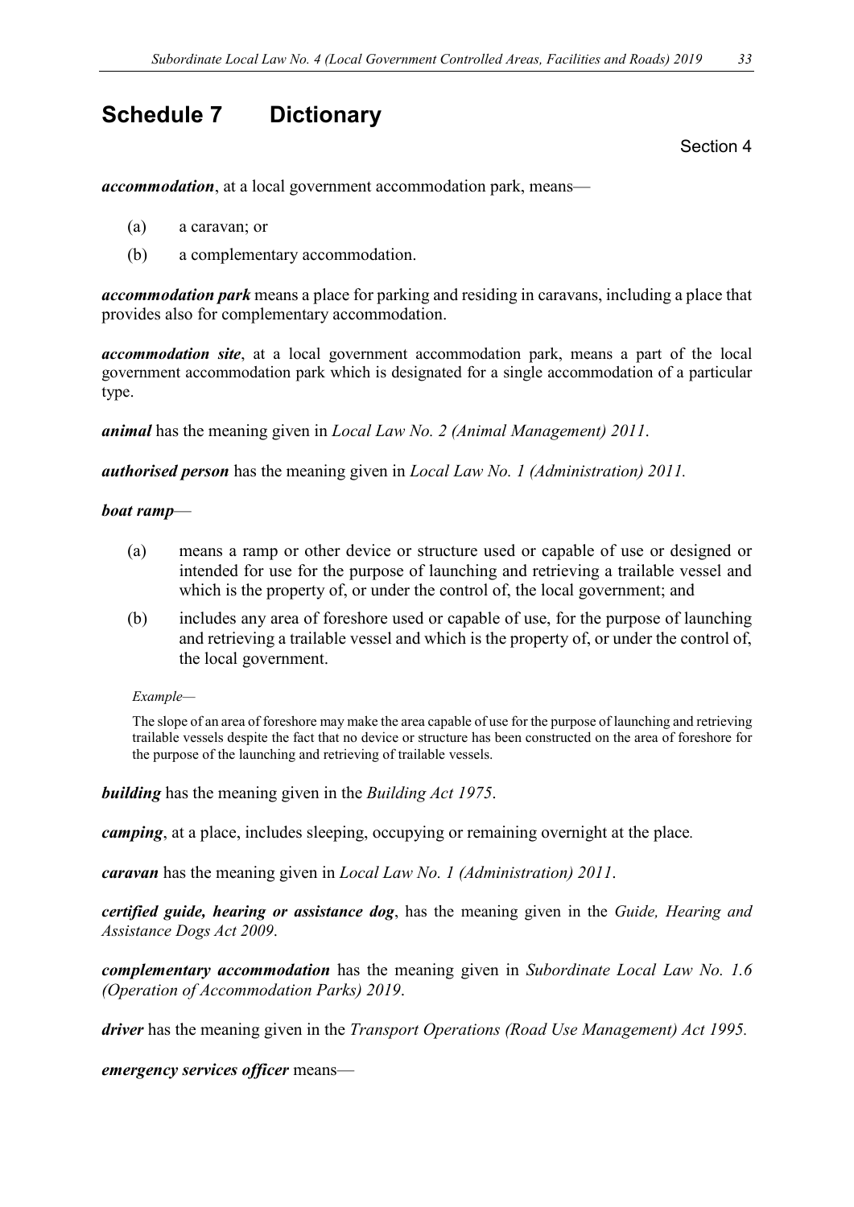# Schedule 7 Dictionary

Section 4

***accommodation***, at a local government accommodation park, means—

(a) a caravan; or

(b) a complementary accommodation.

***accommodation park*** means a place for parking and residing in caravans, including a place that provides also for complementary accommodation.

***accommodation site***, at a local government accommodation park, means a part of the local government accommodation park which is designated for a single accommodation of a particular type.

***animal*** has the meaning given in *Local Law No. 2 (Animal Management) 2011*.

***authorised person*** has the meaning given in *Local Law No. 1 (Administration) 2011.*

***boat ramp***—

(a) means a ramp or other device or structure used or capable of use or designed or intended for use for the purpose of launching and retrieving a trailable vessel and which is the property of, or under the control of, the local government; and

(b) includes any area of foreshore used or capable of use, for the purpose of launching and retrieving a trailable vessel and which is the property of, or under the control of, the local government.

*Example—*

The slope of an area of foreshore may make the area capable of use for the purpose of launching and retrieving trailable vessels despite the fact that no device or structure has been constructed on the area of foreshore for the purpose of the launching and retrieving of trailable vessels.

***building*** has the meaning given in the *Building Act 1975*.

***camping***, at a place, includes sleeping, occupying or remaining overnight at the place.

***caravan*** has the meaning given in *Local Law No. 1 (Administration) 2011*.

***certified guide, hearing or assistance dog***, has the meaning given in the *Guide, Hearing and Assistance Dogs Act 2009*.

***complementary accommodation*** has the meaning given in *Subordinate Local Law No. 1.6 (Operation of Accommodation Parks) 2019*.

***driver*** has the meaning given in the *Transport Operations (Road Use Management) Act 1995.*

***emergency services officer*** means—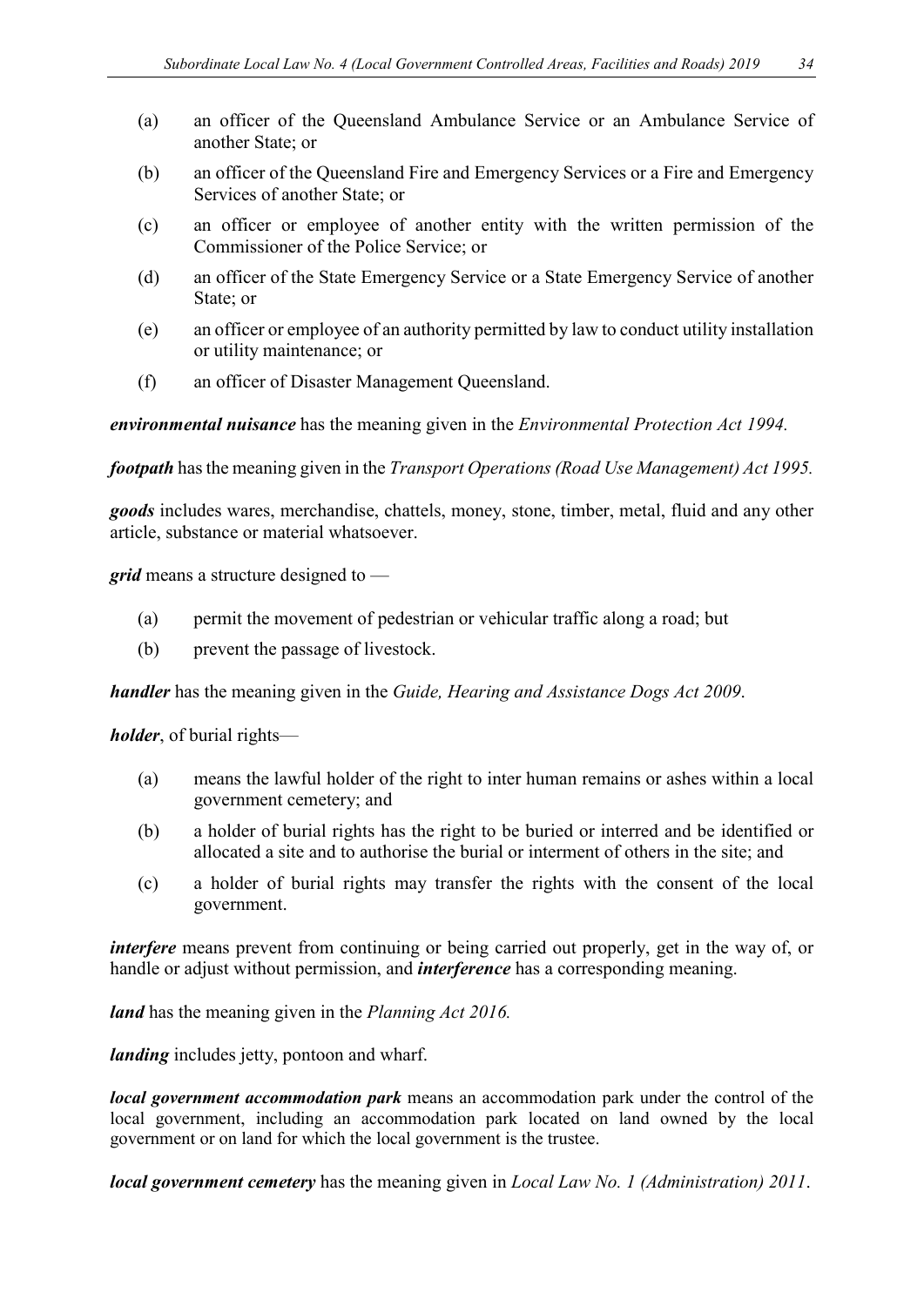(a) an officer of the Queensland Ambulance Service or an Ambulance Service of another State; or

(b) an officer of the Queensland Fire and Emergency Services or a Fire and Emergency Services of another State; or

(c) an officer or employee of another entity with the written permission of the Commissioner of the Police Service; or

(d) an officer of the State Emergency Service or a State Emergency Service of another State; or

(e) an officer or employee of an authority permitted by law to conduct utility installation or utility maintenance; or

(f) an officer of Disaster Management Queensland.

***environmental nuisance*** has the meaning given in the *Environmental Protection Act 1994.*

***footpath*** has the meaning given in the *Transport Operations (Road Use Management) Act 1995.*

***goods*** includes wares, merchandise, chattels, money, stone, timber, metal, fluid and any other article, substance or material whatsoever.

***grid*** means a structure designed to —

(a) permit the movement of pedestrian or vehicular traffic along a road; but

(b) prevent the passage of livestock.

***handler*** has the meaning given in the *Guide, Hearing and Assistance Dogs Act 2009*.

***holder***, of burial rights—

(a) means the lawful holder of the right to inter human remains or ashes within a local government cemetery; and

(b) a holder of burial rights has the right to be buried or interred and be identified or allocated a site and to authorise the burial or interment of others in the site; and

(c) a holder of burial rights may transfer the rights with the consent of the local government.

***interfere*** means prevent from continuing or being carried out properly, get in the way of, or handle or adjust without permission, and ***interference*** has a corresponding meaning.

***land*** has the meaning given in the *Planning Act 2016.*

***landing*** includes jetty, pontoon and wharf.

***local government accommodation park*** means an accommodation park under the control of the local government, including an accommodation park located on land owned by the local government or on land for which the local government is the trustee.

***local government cemetery*** has the meaning given in *Local Law No. 1 (Administration) 2011*.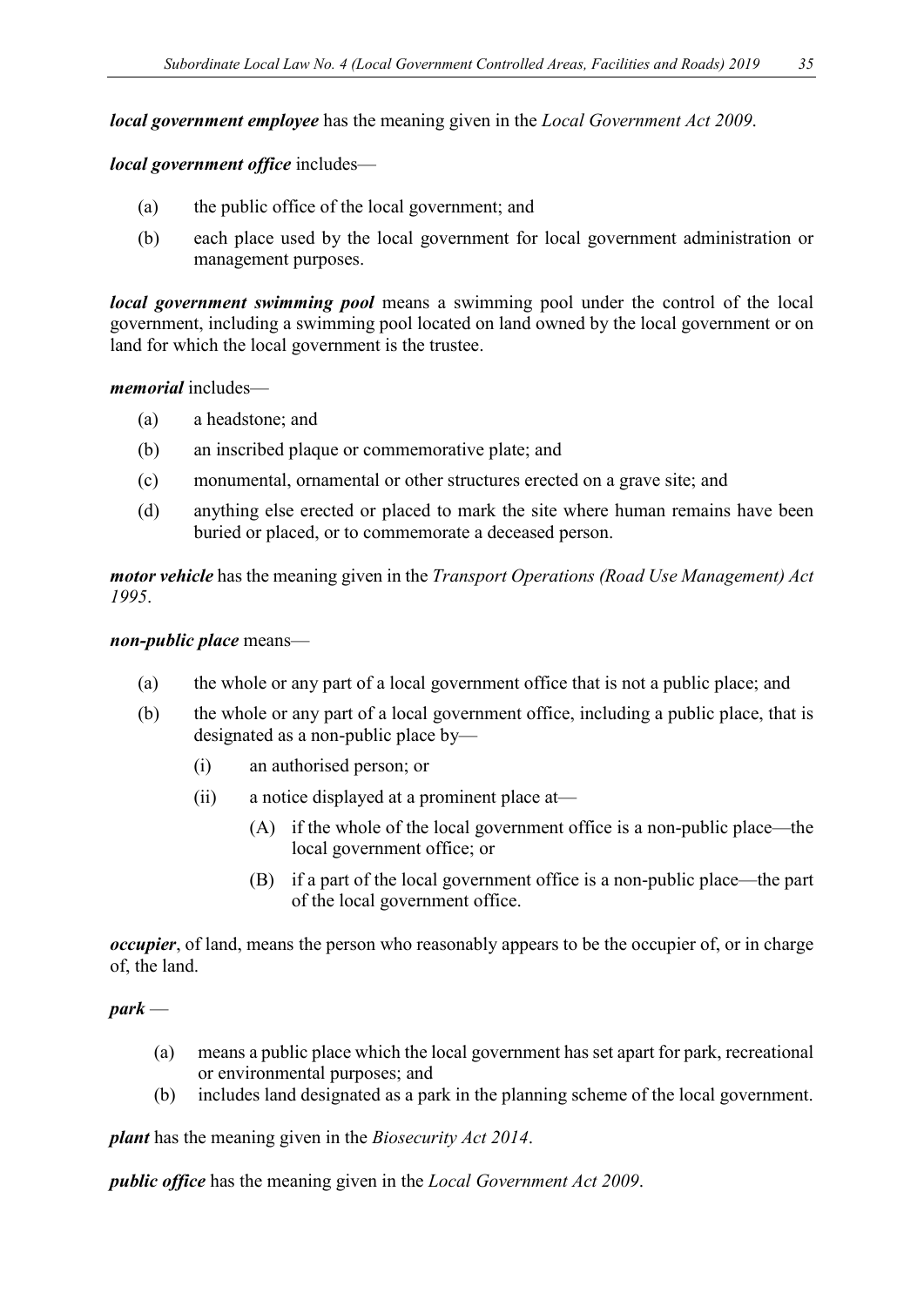***local government employee*** has the meaning given in the *Local Government Act 2009*.

***local government office*** includes—

(a) the public office of the local government; and

(b) each place used by the local government for local government administration or management purposes.

***local government swimming pool*** means a swimming pool under the control of the local government, including a swimming pool located on land owned by the local government or on land for which the local government is the trustee.

***memorial*** includes—

(a) a headstone; and

(b) an inscribed plaque or commemorative plate; and

(c) monumental, ornamental or other structures erected on a grave site; and

(d) anything else erected or placed to mark the site where human remains have been buried or placed, or to commemorate a deceased person.

***motor vehicle*** has the meaning given in the *Transport Operations (Road Use Management) Act 1995*.

***non-public place*** means—

(a) the whole or any part of a local government office that is not a public place; and

(b) the whole or any part of a local government office, including a public place, that is designated as a non-public place by—

  (i) an authorised person; or

  (ii) a notice displayed at a prominent place at—

    (A) if the whole of the local government office is a non-public place—the local government office; or

    (B) if a part of the local government office is a non-public place—the part of the local government office.

***occupier***, of land, means the person who reasonably appears to be the occupier of, or in charge of, the land.

***park*** —

(a) means a public place which the local government has set apart for park, recreational or environmental purposes; and

(b) includes land designated as a park in the planning scheme of the local government.

***plant*** has the meaning given in the *Biosecurity Act 2014*.

***public office*** has the meaning given in the *Local Government Act 2009*.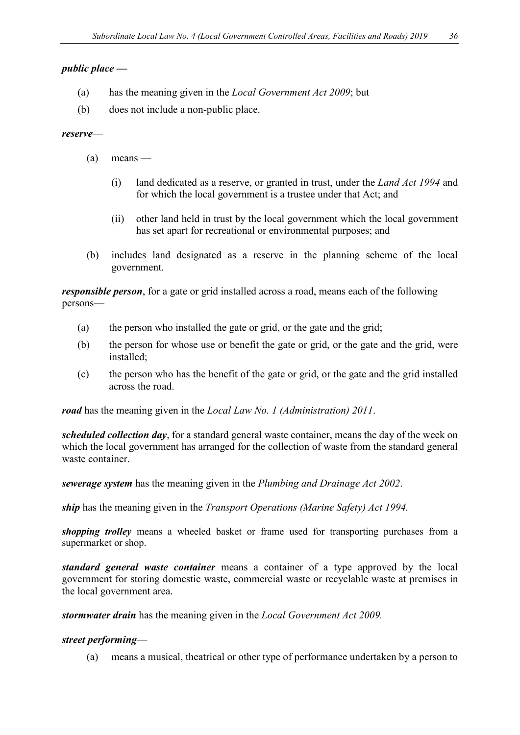***public place —***

(a) has the meaning given in the *Local Government Act 2009*; but

(b) does not include a non-public place.

***reserve***—

(a) means —

(i) land dedicated as a reserve, or granted in trust, under the *Land Act 1994* and for which the local government is a trustee under that Act; and

(ii) other land held in trust by the local government which the local government has set apart for recreational or environmental purposes; and

(b) includes land designated as a reserve in the planning scheme of the local government.

***responsible person***, for a gate or grid installed across a road, means each of the following persons—

(a) the person who installed the gate or grid, or the gate and the grid;

(b) the person for whose use or benefit the gate or grid, or the gate and the grid, were installed;

(c) the person who has the benefit of the gate or grid, or the gate and the grid installed across the road.

***road*** has the meaning given in the *Local Law No. 1 (Administration) 2011*.

***scheduled collection day***, for a standard general waste container, means the day of the week on which the local government has arranged for the collection of waste from the standard general waste container.

***sewerage system*** has the meaning given in the *Plumbing and Drainage Act 2002*.

***ship*** has the meaning given in the *Transport Operations (Marine Safety) Act 1994.*

***shopping trolley*** means a wheeled basket or frame used for transporting purchases from a supermarket or shop.

***standard general waste container*** means a container of a type approved by the local government for storing domestic waste, commercial waste or recyclable waste at premises in the local government area.

***stormwater drain*** has the meaning given in the *Local Government Act 2009.*

***street performing***—

(a) means a musical, theatrical or other type of performance undertaken by a person to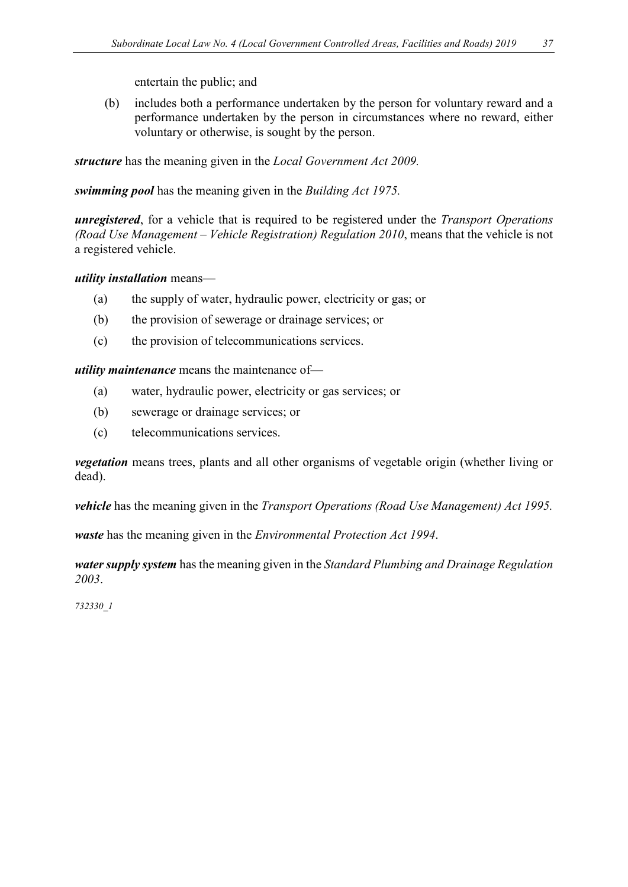entertain the public; and

(b) includes both a performance undertaken by the person for voluntary reward and a performance undertaken by the person in circumstances where no reward, either voluntary or otherwise, is sought by the person.

***structure*** has the meaning given in the *Local Government Act 2009.*

***swimming pool*** has the meaning given in the *Building Act 1975.*

***unregistered***, for a vehicle that is required to be registered under the *Transport Operations (Road Use Management – Vehicle Registration) Regulation 2010*, means that the vehicle is not a registered vehicle.

***utility installation*** means—

(a) the supply of water, hydraulic power, electricity or gas; or

(b) the provision of sewerage or drainage services; or

(c) the provision of telecommunications services.

***utility maintenance*** means the maintenance of—

(a) water, hydraulic power, electricity or gas services; or

(b) sewerage or drainage services; or

(c) telecommunications services.

***vegetation*** means trees, plants and all other organisms of vegetable origin (whether living or dead).

***vehicle*** has the meaning given in the *Transport Operations (Road Use Management) Act 1995.*

***waste*** has the meaning given in the *Environmental Protection Act 1994*.

***water supply system*** has the meaning given in the *Standard Plumbing and Drainage Regulation 2003*.

*732330_1*